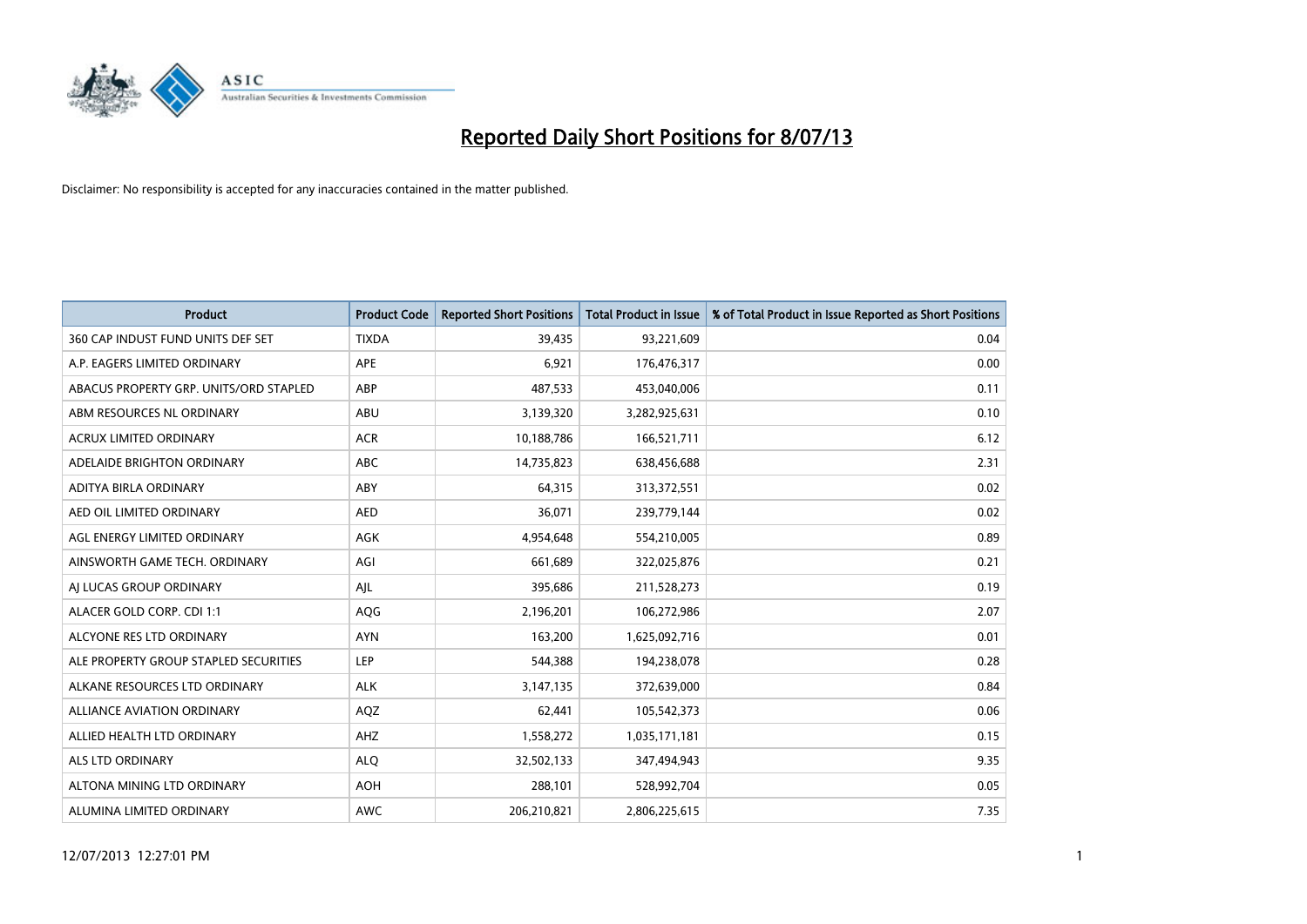# Reported Daily Short Positions for 8/07/13

Disclaimer: No responsibility is accepted for any inaccuracies contained in the matter published.

| Product | Product Code | Reported Short Positions | Total Product in Issue | % of Total Product in Issue Reported as Short Positions |
|---|---|---|---|---|
| 360 CAP INDUST FUND UNITS DEF SET | TIXDA | 39,435 | 93,221,609 | 0.04 |
| A.P. EAGERS LIMITED ORDINARY | APE | 6,921 | 176,476,317 | 0.00 |
| ABACUS PROPERTY GRP. UNITS/ORD STAPLED | ABP | 487,533 | 453,040,006 | 0.11 |
| ABM RESOURCES NL ORDINARY | ABU | 3,139,320 | 3,282,925,631 | 0.10 |
| ACRUX LIMITED ORDINARY | ACR | 10,188,786 | 166,521,711 | 6.12 |
| ADELAIDE BRIGHTON ORDINARY | ABC | 14,735,823 | 638,456,688 | 2.31 |
| ADITYA BIRLA ORDINARY | ABY | 64,315 | 313,372,551 | 0.02 |
| AED OIL LIMITED ORDINARY | AED | 36,071 | 239,779,144 | 0.02 |
| AGL ENERGY LIMITED ORDINARY | AGK | 4,954,648 | 554,210,005 | 0.89 |
| AINSWORTH GAME TECH. ORDINARY | AGI | 661,689 | 322,025,876 | 0.21 |
| AJ LUCAS GROUP ORDINARY | AJL | 395,686 | 211,528,273 | 0.19 |
| ALACER GOLD CORP. CDI 1:1 | AQG | 2,196,201 | 106,272,986 | 2.07 |
| ALCYONE RES LTD ORDINARY | AYN | 163,200 | 1,625,092,716 | 0.01 |
| ALE PROPERTY GROUP STAPLED SECURITIES | LEP | 544,388 | 194,238,078 | 0.28 |
| ALKANE RESOURCES LTD ORDINARY | ALK | 3,147,135 | 372,639,000 | 0.84 |
| ALLIANCE AVIATION ORDINARY | AQZ | 62,441 | 105,542,373 | 0.06 |
| ALLIED HEALTH LTD ORDINARY | AHZ | 1,558,272 | 1,035,171,181 | 0.15 |
| ALS LTD ORDINARY | ALQ | 32,502,133 | 347,494,943 | 9.35 |
| ALTONA MINING LTD ORDINARY | AOH | 288,101 | 528,992,704 | 0.05 |
| ALUMINA LIMITED ORDINARY | AWC | 206,210,821 | 2,806,225,615 | 7.35 |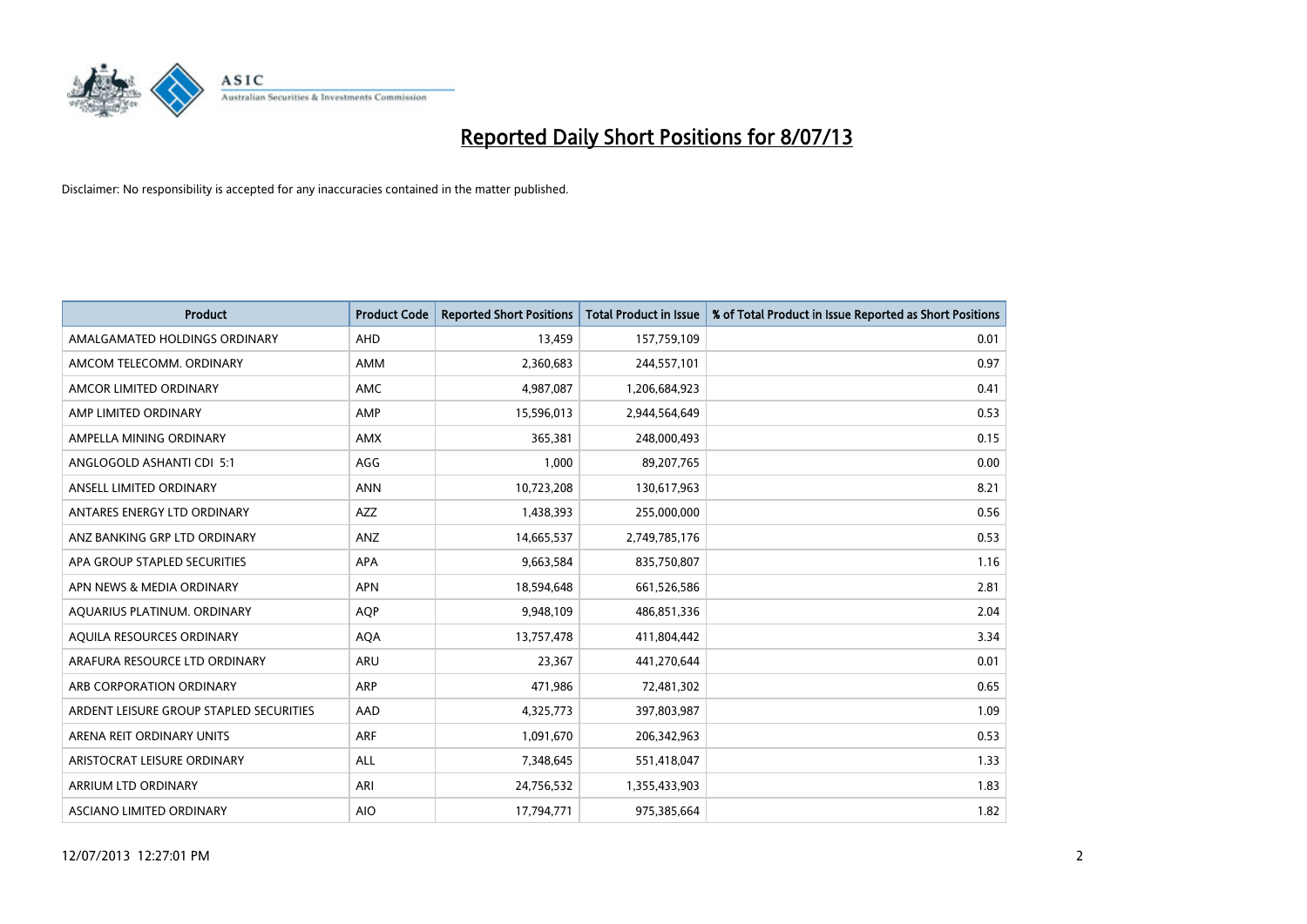# Reported Daily Short Positions for 8/07/13

Disclaimer: No responsibility is accepted for any inaccuracies contained in the matter published.

| Product | Product Code | Reported Short Positions | Total Product in Issue | % of Total Product in Issue Reported as Short Positions |
|---|---|---|---|---|
| AMALGAMATED HOLDINGS ORDINARY | AHD | 13,459 | 157,759,109 | 0.01 |
| AMCOM TELECOMM. ORDINARY | AMM | 2,360,683 | 244,557,101 | 0.97 |
| AMCOR LIMITED ORDINARY | AMC | 4,987,087 | 1,206,684,923 | 0.41 |
| AMP LIMITED ORDINARY | AMP | 15,596,013 | 2,944,564,649 | 0.53 |
| AMPELLA MINING ORDINARY | AMX | 365,381 | 248,000,493 | 0.15 |
| ANGLOGOLD ASHANTI CDI 5:1 | AGG | 1,000 | 89,207,765 | 0.00 |
| ANSELL LIMITED ORDINARY | ANN | 10,723,208 | 130,617,963 | 8.21 |
| ANTARES ENERGY LTD ORDINARY | AZZ | 1,438,393 | 255,000,000 | 0.56 |
| ANZ BANKING GRP LTD ORDINARY | ANZ | 14,665,537 | 2,749,785,176 | 0.53 |
| APA GROUP STAPLED SECURITIES | APA | 9,663,584 | 835,750,807 | 1.16 |
| APN NEWS & MEDIA ORDINARY | APN | 18,594,648 | 661,526,586 | 2.81 |
| AQUARIUS PLATINUM. ORDINARY | AQP | 9,948,109 | 486,851,336 | 2.04 |
| AQUILA RESOURCES ORDINARY | AQA | 13,757,478 | 411,804,442 | 3.34 |
| ARAFURA RESOURCE LTD ORDINARY | ARU | 23,367 | 441,270,644 | 0.01 |
| ARB CORPORATION ORDINARY | ARP | 471,986 | 72,481,302 | 0.65 |
| ARDENT LEISURE GROUP STAPLED SECURITIES | AAD | 4,325,773 | 397,803,987 | 1.09 |
| ARENA REIT ORDINARY UNITS | ARF | 1,091,670 | 206,342,963 | 0.53 |
| ARISTOCRAT LEISURE ORDINARY | ALL | 7,348,645 | 551,418,047 | 1.33 |
| ARRIUM LTD ORDINARY | ARI | 24,756,532 | 1,355,433,903 | 1.83 |
| ASCIANO LIMITED ORDINARY | AIO | 17,794,771 | 975,385,664 | 1.82 |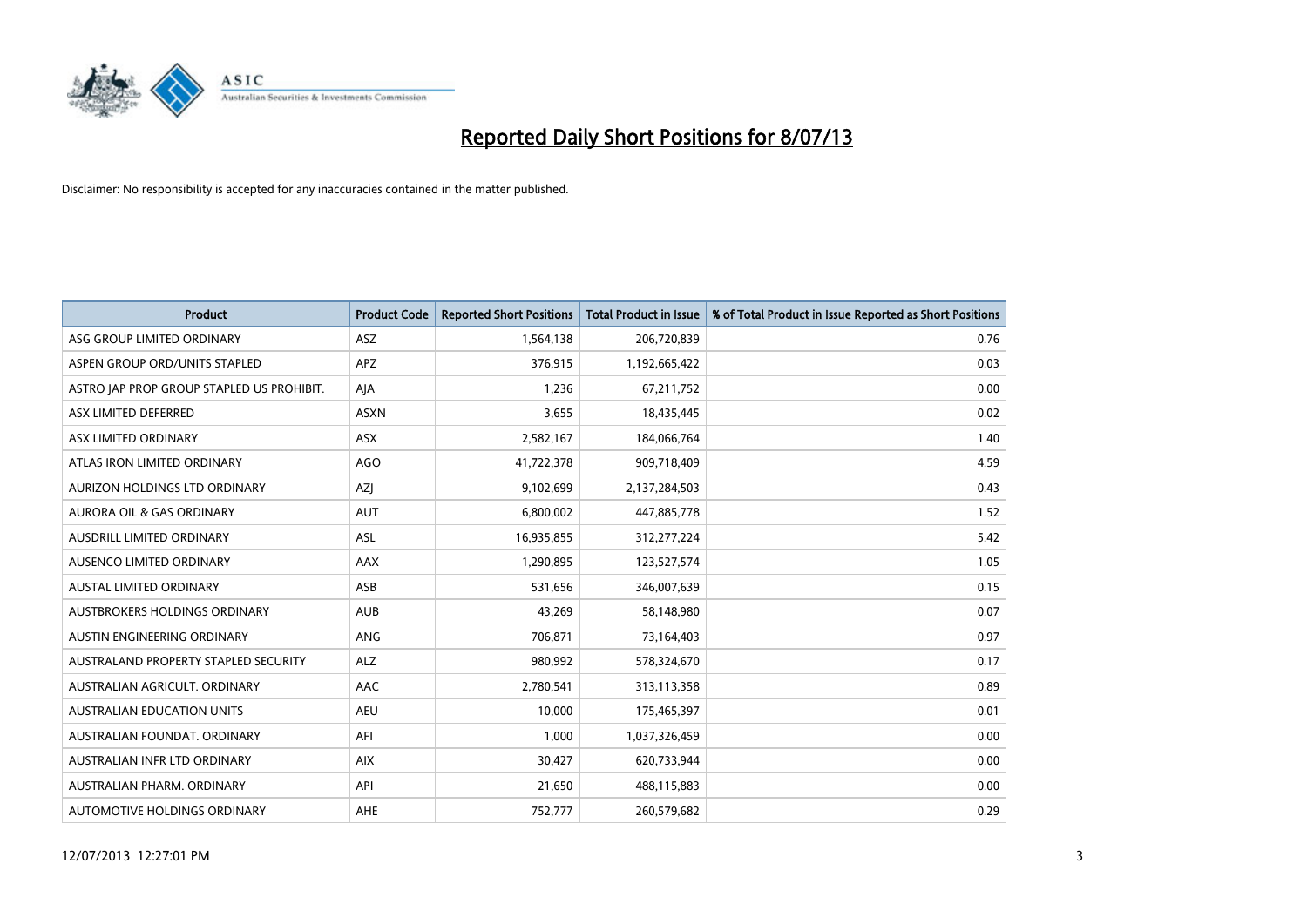# Reported Daily Short Positions for 8/07/13

Disclaimer: No responsibility is accepted for any inaccuracies contained in the matter published.

| Product | Product Code | Reported Short Positions | Total Product in Issue | % of Total Product in Issue Reported as Short Positions |
|---|---|---|---|---|
| ASG GROUP LIMITED ORDINARY | ASZ | 1,564,138 | 206,720,839 | 0.76 |
| ASPEN GROUP ORD/UNITS STAPLED | APZ | 376,915 | 1,192,665,422 | 0.03 |
| ASTRO JAP PROP GROUP STAPLED US PROHIBIT. | AJA | 1,236 | 67,211,752 | 0.00 |
| ASX LIMITED DEFERRED | ASXN | 3,655 | 18,435,445 | 0.02 |
| ASX LIMITED ORDINARY | ASX | 2,582,167 | 184,066,764 | 1.40 |
| ATLAS IRON LIMITED ORDINARY | AGO | 41,722,378 | 909,718,409 | 4.59 |
| AURIZON HOLDINGS LTD ORDINARY | AZJ | 9,102,699 | 2,137,284,503 | 0.43 |
| AURORA OIL & GAS ORDINARY | AUT | 6,800,002 | 447,885,778 | 1.52 |
| AUSDRILL LIMITED ORDINARY | ASL | 16,935,855 | 312,277,224 | 5.42 |
| AUSENCO LIMITED ORDINARY | AAX | 1,290,895 | 123,527,574 | 1.05 |
| AUSTAL LIMITED ORDINARY | ASB | 531,656 | 346,007,639 | 0.15 |
| AUSTBROKERS HOLDINGS ORDINARY | AUB | 43,269 | 58,148,980 | 0.07 |
| AUSTIN ENGINEERING ORDINARY | ANG | 706,871 | 73,164,403 | 0.97 |
| AUSTRALAND PROPERTY STAPLED SECURITY | ALZ | 980,992 | 578,324,670 | 0.17 |
| AUSTRALIAN AGRICULT. ORDINARY | AAC | 2,780,541 | 313,113,358 | 0.89 |
| AUSTRALIAN EDUCATION UNITS | AEU | 10,000 | 175,465,397 | 0.01 |
| AUSTRALIAN FOUNDAT. ORDINARY | AFI | 1,000 | 1,037,326,459 | 0.00 |
| AUSTRALIAN INFR LTD ORDINARY | AIX | 30,427 | 620,733,944 | 0.00 |
| AUSTRALIAN PHARM. ORDINARY | API | 21,650 | 488,115,883 | 0.00 |
| AUTOMOTIVE HOLDINGS ORDINARY | AHE | 752,777 | 260,579,682 | 0.29 |

12/07/2013 12:27:01 PM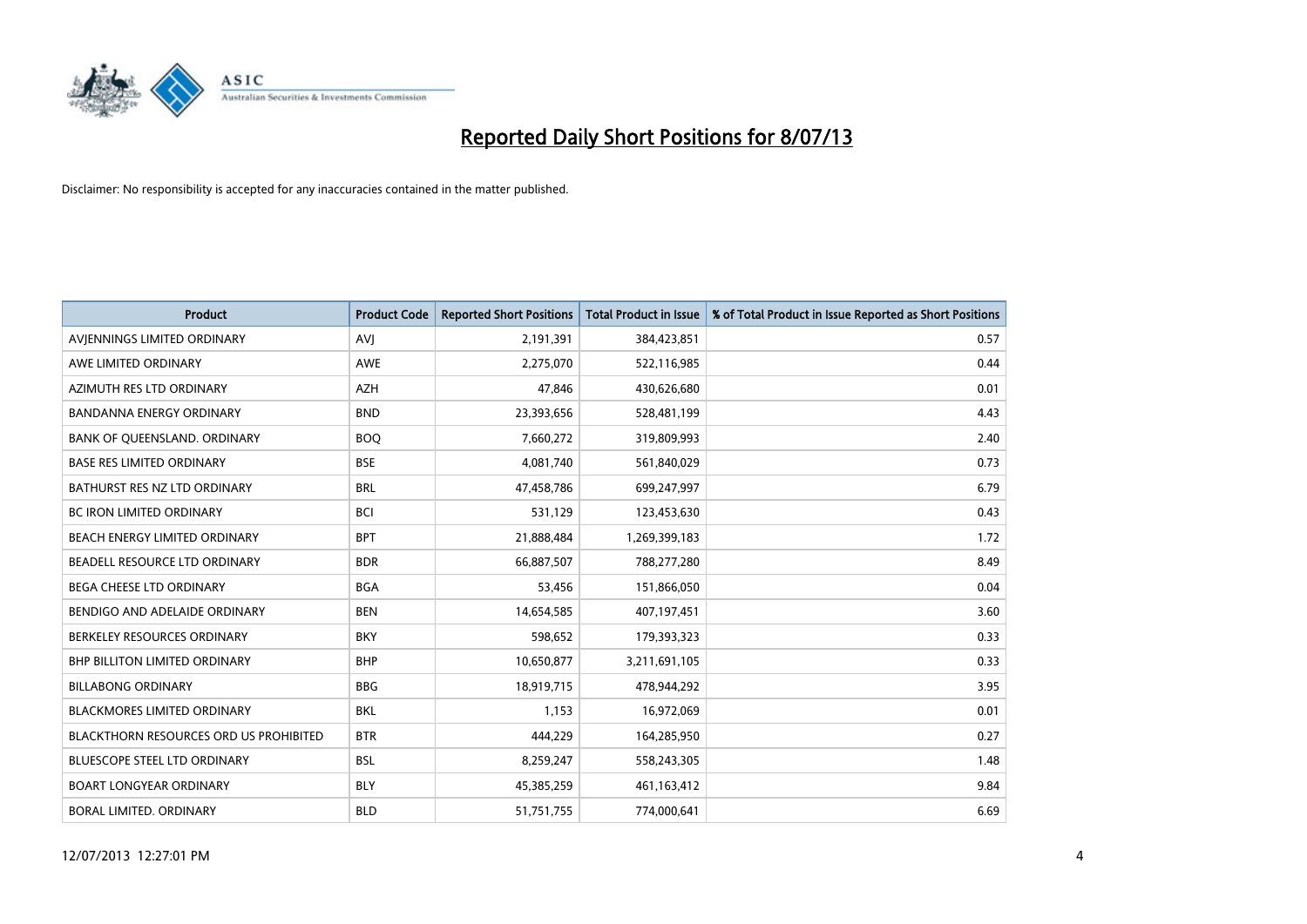# Reported Daily Short Positions for 8/07/13

Disclaimer: No responsibility is accepted for any inaccuracies contained in the matter published.

| Product | Product Code | Reported Short Positions | Total Product in Issue | % of Total Product in Issue Reported as Short Positions |
|---|---|---|---|---|
| AVJENNINGS LIMITED ORDINARY | AVJ | 2,191,391 | 384,423,851 | 0.57 |
| AWE LIMITED ORDINARY | AWE | 2,275,070 | 522,116,985 | 0.44 |
| AZIMUTH RES LTD ORDINARY | AZH | 47,846 | 430,626,680 | 0.01 |
| BANDANNA ENERGY ORDINARY | BND | 23,393,656 | 528,481,199 | 4.43 |
| BANK OF QUEENSLAND. ORDINARY | BOQ | 7,660,272 | 319,809,993 | 2.40 |
| BASE RES LIMITED ORDINARY | BSE | 4,081,740 | 561,840,029 | 0.73 |
| BATHURST RES NZ LTD ORDINARY | BRL | 47,458,786 | 699,247,997 | 6.79 |
| BC IRON LIMITED ORDINARY | BCI | 531,129 | 123,453,630 | 0.43 |
| BEACH ENERGY LIMITED ORDINARY | BPT | 21,888,484 | 1,269,399,183 | 1.72 |
| BEADELL RESOURCE LTD ORDINARY | BDR | 66,887,507 | 788,277,280 | 8.49 |
| BEGA CHEESE LTD ORDINARY | BGA | 53,456 | 151,866,050 | 0.04 |
| BENDIGO AND ADELAIDE ORDINARY | BEN | 14,654,585 | 407,197,451 | 3.60 |
| BERKELEY RESOURCES ORDINARY | BKY | 598,652 | 179,393,323 | 0.33 |
| BHP BILLITON LIMITED ORDINARY | BHP | 10,650,877 | 3,211,691,105 | 0.33 |
| BILLABONG ORDINARY | BBG | 18,919,715 | 478,944,292 | 3.95 |
| BLACKMORES LIMITED ORDINARY | BKL | 1,153 | 16,972,069 | 0.01 |
| BLACKTHORN RESOURCES ORD US PROHIBITED | BTR | 444,229 | 164,285,950 | 0.27 |
| BLUESCOPE STEEL LTD ORDINARY | BSL | 8,259,247 | 558,243,305 | 1.48 |
| BOART LONGYEAR ORDINARY | BLY | 45,385,259 | 461,163,412 | 9.84 |
| BORAL LIMITED. ORDINARY | BLD | 51,751,755 | 774,000,641 | 6.69 |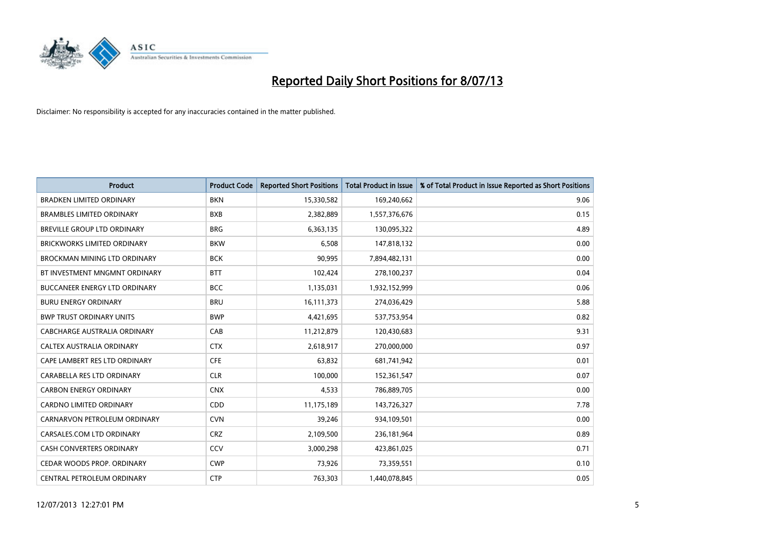# Reported Daily Short Positions for 8/07/13

Disclaimer: No responsibility is accepted for any inaccuracies contained in the matter published.

| Product | Product Code | Reported Short Positions | Total Product in Issue | % of Total Product in Issue Reported as Short Positions |
|---|---|---|---|---|
| BRADKEN LIMITED ORDINARY | BKN | 15,330,582 | 169,240,662 | 9.06 |
| BRAMBLES LIMITED ORDINARY | BXB | 2,382,889 | 1,557,376,676 | 0.15 |
| BREVILLE GROUP LTD ORDINARY | BRG | 6,363,135 | 130,095,322 | 4.89 |
| BRICKWORKS LIMITED ORDINARY | BKW | 6,508 | 147,818,132 | 0.00 |
| BROCKMAN MINING LTD ORDINARY | BCK | 90,995 | 7,894,482,131 | 0.00 |
| BT INVESTMENT MNGMNT ORDINARY | BTT | 102,424 | 278,100,237 | 0.04 |
| BUCCANEER ENERGY LTD ORDINARY | BCC | 1,135,031 | 1,932,152,999 | 0.06 |
| BURU ENERGY ORDINARY | BRU | 16,111,373 | 274,036,429 | 5.88 |
| BWP TRUST ORDINARY UNITS | BWP | 4,421,695 | 537,753,954 | 0.82 |
| CABCHARGE AUSTRALIA ORDINARY | CAB | 11,212,879 | 120,430,683 | 9.31 |
| CALTEX AUSTRALIA ORDINARY | CTX | 2,618,917 | 270,000,000 | 0.97 |
| CAPE LAMBERT RES LTD ORDINARY | CFE | 63,832 | 681,741,942 | 0.01 |
| CARABELLA RES LTD ORDINARY | CLR | 100,000 | 152,361,547 | 0.07 |
| CARBON ENERGY ORDINARY | CNX | 4,533 | 786,889,705 | 0.00 |
| CARDNO LIMITED ORDINARY | CDD | 11,175,189 | 143,726,327 | 7.78 |
| CARNARVON PETROLEUM ORDINARY | CVN | 39,246 | 934,109,501 | 0.00 |
| CARSALES.COM LTD ORDINARY | CRZ | 2,109,500 | 236,181,964 | 0.89 |
| CASH CONVERTERS ORDINARY | CCV | 3,000,298 | 423,861,025 | 0.71 |
| CEDAR WOODS PROP. ORDINARY | CWP | 73,926 | 73,359,551 | 0.10 |
| CENTRAL PETROLEUM ORDINARY | CTP | 763,303 | 1,440,078,845 | 0.05 |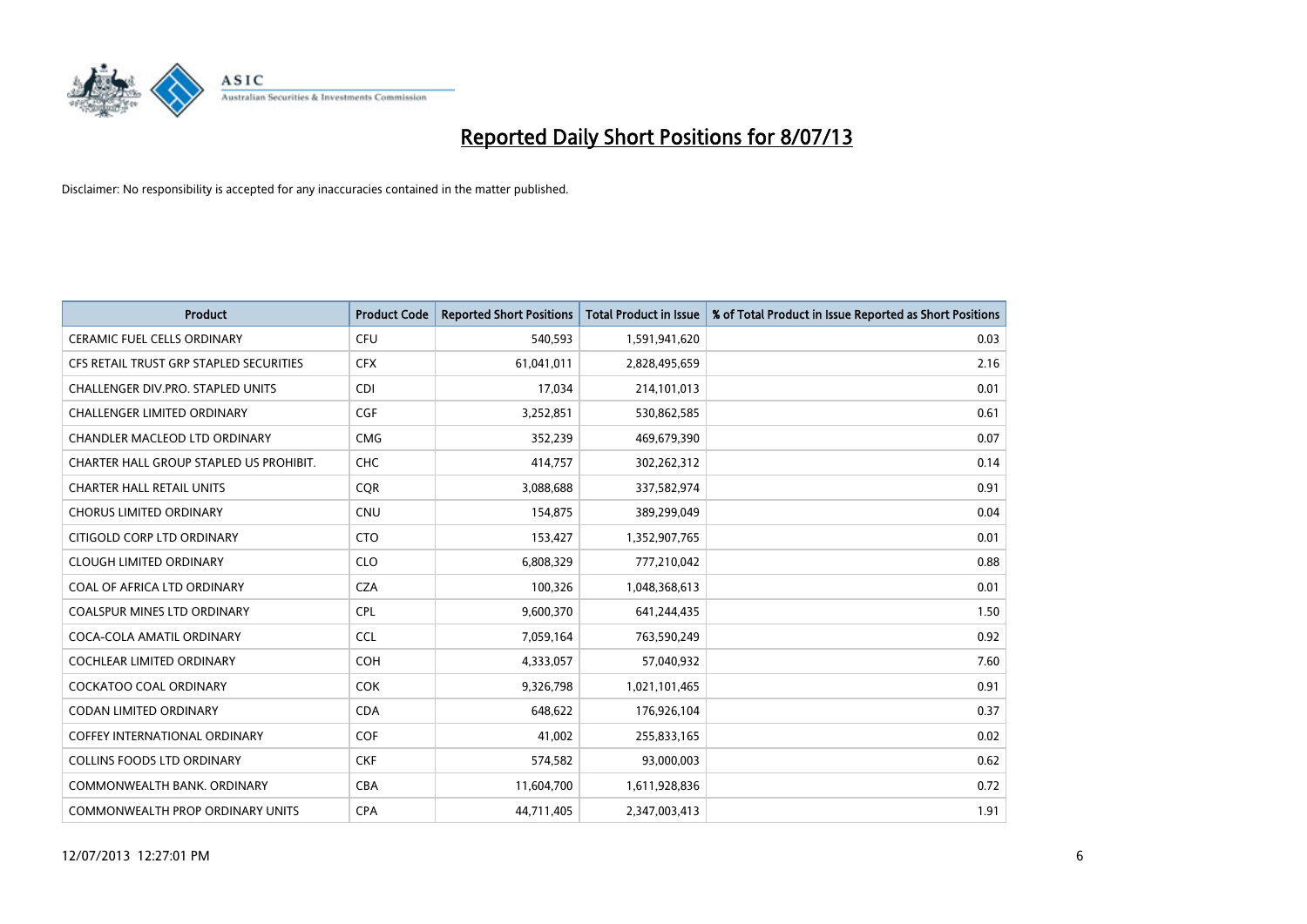# Reported Daily Short Positions for 8/07/13

Disclaimer: No responsibility is accepted for any inaccuracies contained in the matter published.

| Product | Product Code | Reported Short Positions | Total Product in Issue | % of Total Product in Issue Reported as Short Positions |
|---|---|---|---|---|
| CERAMIC FUEL CELLS ORDINARY | CFU | 540,593 | 1,591,941,620 | 0.03 |
| CFS RETAIL TRUST GRP STAPLED SECURITIES | CFX | 61,041,011 | 2,828,495,659 | 2.16 |
| CHALLENGER DIV.PRO. STAPLED UNITS | CDI | 17,034 | 214,101,013 | 0.01 |
| CHALLENGER LIMITED ORDINARY | CGF | 3,252,851 | 530,862,585 | 0.61 |
| CHANDLER MACLEOD LTD ORDINARY | CMG | 352,239 | 469,679,390 | 0.07 |
| CHARTER HALL GROUP STAPLED US PROHIBIT. | CHC | 414,757 | 302,262,312 | 0.14 |
| CHARTER HALL RETAIL UNITS | CQR | 3,088,688 | 337,582,974 | 0.91 |
| CHORUS LIMITED ORDINARY | CNU | 154,875 | 389,299,049 | 0.04 |
| CITIGOLD CORP LTD ORDINARY | CTO | 153,427 | 1,352,907,765 | 0.01 |
| CLOUGH LIMITED ORDINARY | CLO | 6,808,329 | 777,210,042 | 0.88 |
| COAL OF AFRICA LTD ORDINARY | CZA | 100,326 | 1,048,368,613 | 0.01 |
| COALSPUR MINES LTD ORDINARY | CPL | 9,600,370 | 641,244,435 | 1.50 |
| COCA-COLA AMATIL ORDINARY | CCL | 7,059,164 | 763,590,249 | 0.92 |
| COCHLEAR LIMITED ORDINARY | COH | 4,333,057 | 57,040,932 | 7.60 |
| COCKATOO COAL ORDINARY | COK | 9,326,798 | 1,021,101,465 | 0.91 |
| CODAN LIMITED ORDINARY | CDA | 648,622 | 176,926,104 | 0.37 |
| COFFEY INTERNATIONAL ORDINARY | COF | 41,002 | 255,833,165 | 0.02 |
| COLLINS FOODS LTD ORDINARY | CKF | 574,582 | 93,000,003 | 0.62 |
| COMMONWEALTH BANK. ORDINARY | CBA | 11,604,700 | 1,611,928,836 | 0.72 |
| COMMONWEALTH PROP ORDINARY UNITS | CPA | 44,711,405 | 2,347,003,413 | 1.91 |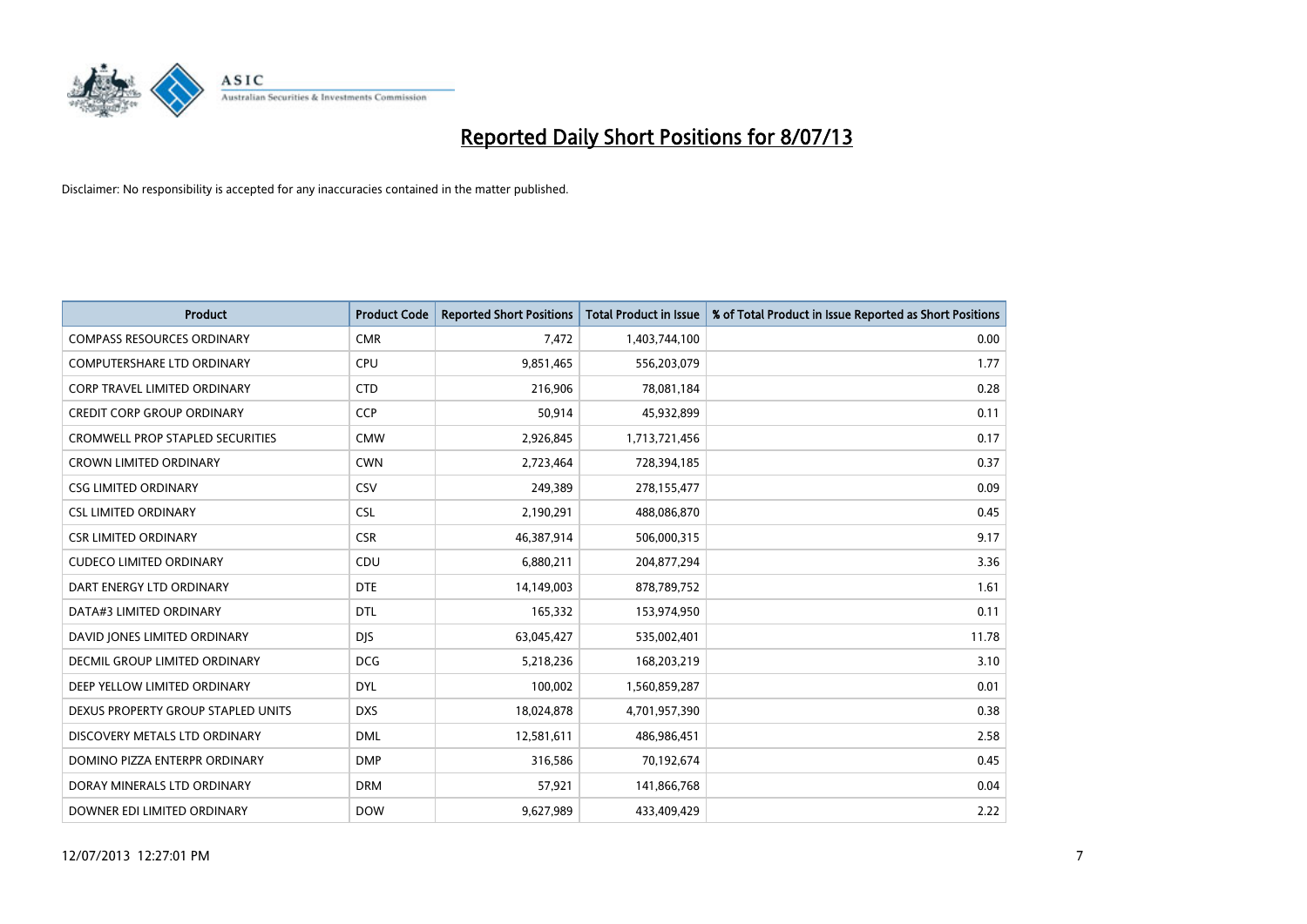# Reported Daily Short Positions for 8/07/13

Disclaimer: No responsibility is accepted for any inaccuracies contained in the matter published.

| Product | Product Code | Reported Short Positions | Total Product in Issue | % of Total Product in Issue Reported as Short Positions |
|---|---|---|---|---|
| COMPASS RESOURCES ORDINARY | CMR | 7,472 | 1,403,744,100 | 0.00 |
| COMPUTERSHARE LTD ORDINARY | CPU | 9,851,465 | 556,203,079 | 1.77 |
| CORP TRAVEL LIMITED ORDINARY | CTD | 216,906 | 78,081,184 | 0.28 |
| CREDIT CORP GROUP ORDINARY | CCP | 50,914 | 45,932,899 | 0.11 |
| CROMWELL PROP STAPLED SECURITIES | CMW | 2,926,845 | 1,713,721,456 | 0.17 |
| CROWN LIMITED ORDINARY | CWN | 2,723,464 | 728,394,185 | 0.37 |
| CSG LIMITED ORDINARY | CSV | 249,389 | 278,155,477 | 0.09 |
| CSL LIMITED ORDINARY | CSL | 2,190,291 | 488,086,870 | 0.45 |
| CSR LIMITED ORDINARY | CSR | 46,387,914 | 506,000,315 | 9.17 |
| CUDECO LIMITED ORDINARY | CDU | 6,880,211 | 204,877,294 | 3.36 |
| DART ENERGY LTD ORDINARY | DTE | 14,149,003 | 878,789,752 | 1.61 |
| DATA#3 LIMITED ORDINARY | DTL | 165,332 | 153,974,950 | 0.11 |
| DAVID JONES LIMITED ORDINARY | DJS | 63,045,427 | 535,002,401 | 11.78 |
| DECMIL GROUP LIMITED ORDINARY | DCG | 5,218,236 | 168,203,219 | 3.10 |
| DEEP YELLOW LIMITED ORDINARY | DYL | 100,002 | 1,560,859,287 | 0.01 |
| DEXUS PROPERTY GROUP STAPLED UNITS | DXS | 18,024,878 | 4,701,957,390 | 0.38 |
| DISCOVERY METALS LTD ORDINARY | DML | 12,581,611 | 486,986,451 | 2.58 |
| DOMINO PIZZA ENTERPR ORDINARY | DMP | 316,586 | 70,192,674 | 0.45 |
| DORAY MINERALS LTD ORDINARY | DRM | 57,921 | 141,866,768 | 0.04 |
| DOWNER EDI LIMITED ORDINARY | DOW | 9,627,989 | 433,409,429 | 2.22 |

12/07/2013 12:27:01 PM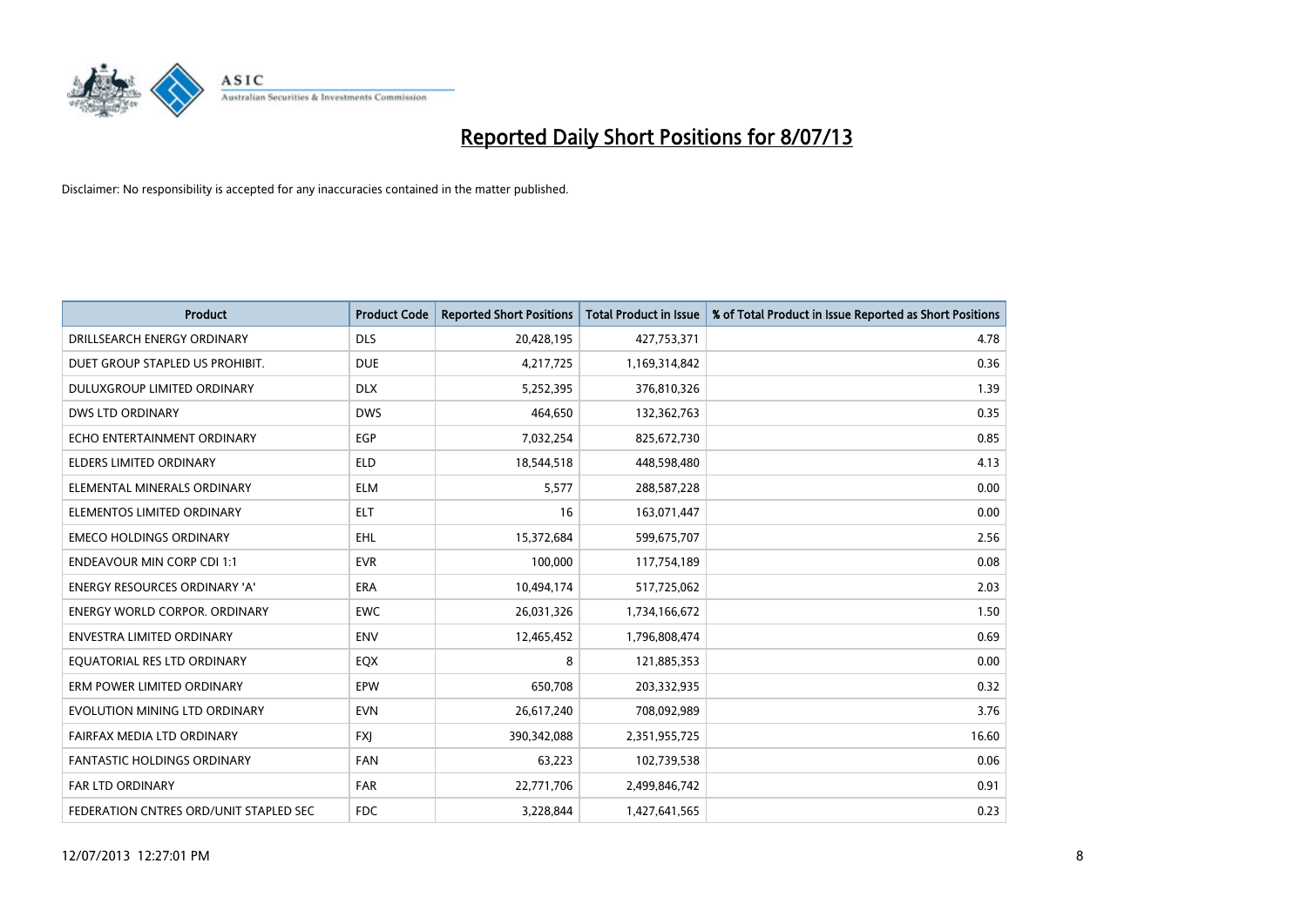# Reported Daily Short Positions for 8/07/13

Disclaimer: No responsibility is accepted for any inaccuracies contained in the matter published.

| Product | Product Code | Reported Short Positions | Total Product in Issue | % of Total Product in Issue Reported as Short Positions |
|---|---|---|---|---|
| DRILLSEARCH ENERGY ORDINARY | DLS | 20,428,195 | 427,753,371 | 4.78 |
| DUET GROUP STAPLED US PROHIBIT. | DUE | 4,217,725 | 1,169,314,842 | 0.36 |
| DULUXGROUP LIMITED ORDINARY | DLX | 5,252,395 | 376,810,326 | 1.39 |
| DWS LTD ORDINARY | DWS | 464,650 | 132,362,763 | 0.35 |
| ECHO ENTERTAINMENT ORDINARY | EGP | 7,032,254 | 825,672,730 | 0.85 |
| ELDERS LIMITED ORDINARY | ELD | 18,544,518 | 448,598,480 | 4.13 |
| ELEMENTAL MINERALS ORDINARY | ELM | 5,577 | 288,587,228 | 0.00 |
| ELEMENTOS LIMITED ORDINARY | ELT | 16 | 163,071,447 | 0.00 |
| EMECO HOLDINGS ORDINARY | EHL | 15,372,684 | 599,675,707 | 2.56 |
| ENDEAVOUR MIN CORP CDI 1:1 | EVR | 100,000 | 117,754,189 | 0.08 |
| ENERGY RESOURCES ORDINARY 'A' | ERA | 10,494,174 | 517,725,062 | 2.03 |
| ENERGY WORLD CORPOR. ORDINARY | EWC | 26,031,326 | 1,734,166,672 | 1.50 |
| ENVESTRA LIMITED ORDINARY | ENV | 12,465,452 | 1,796,808,474 | 0.69 |
| EQUATORIAL RES LTD ORDINARY | EQX | 8 | 121,885,353 | 0.00 |
| ERM POWER LIMITED ORDINARY | EPW | 650,708 | 203,332,935 | 0.32 |
| EVOLUTION MINING LTD ORDINARY | EVN | 26,617,240 | 708,092,989 | 3.76 |
| FAIRFAX MEDIA LTD ORDINARY | FXJ | 390,342,088 | 2,351,955,725 | 16.60 |
| FANTASTIC HOLDINGS ORDINARY | FAN | 63,223 | 102,739,538 | 0.06 |
| FAR LTD ORDINARY | FAR | 22,771,706 | 2,499,846,742 | 0.91 |
| FEDERATION CNTRES ORD/UNIT STAPLED SEC | FDC | 3,228,844 | 1,427,641,565 | 0.23 |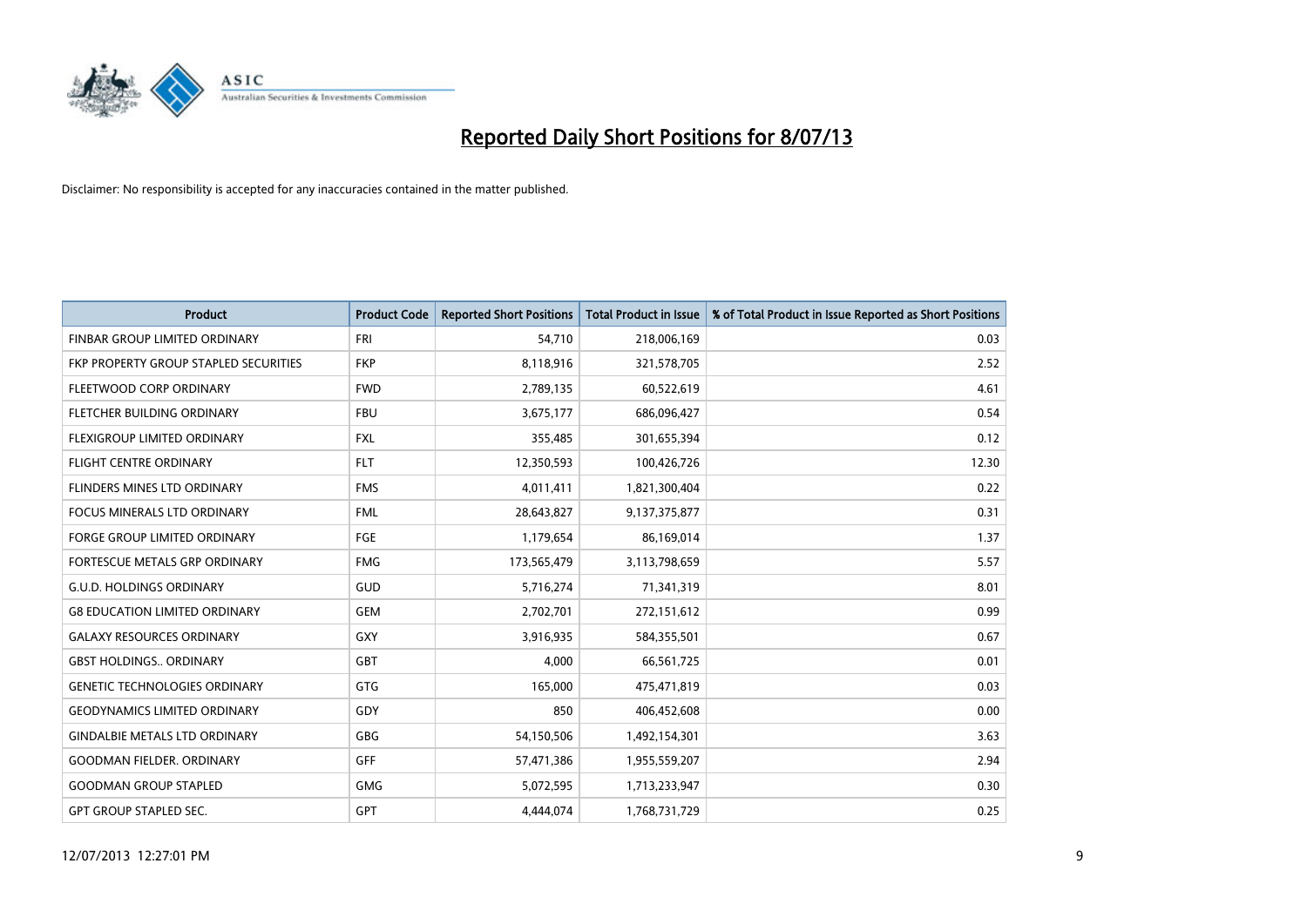# Reported Daily Short Positions for 8/07/13

Disclaimer: No responsibility is accepted for any inaccuracies contained in the matter published.

| Product | Product Code | Reported Short Positions | Total Product in Issue | % of Total Product in Issue Reported as Short Positions |
|---|---|---|---|---|
| FINBAR GROUP LIMITED ORDINARY | FRI | 54,710 | 218,006,169 | 0.03 |
| FKP PROPERTY GROUP STAPLED SECURITIES | FKP | 8,118,916 | 321,578,705 | 2.52 |
| FLEETWOOD CORP ORDINARY | FWD | 2,789,135 | 60,522,619 | 4.61 |
| FLETCHER BUILDING ORDINARY | FBU | 3,675,177 | 686,096,427 | 0.54 |
| FLEXIGROUP LIMITED ORDINARY | FXL | 355,485 | 301,655,394 | 0.12 |
| FLIGHT CENTRE ORDINARY | FLT | 12,350,593 | 100,426,726 | 12.30 |
| FLINDERS MINES LTD ORDINARY | FMS | 4,011,411 | 1,821,300,404 | 0.22 |
| FOCUS MINERALS LTD ORDINARY | FML | 28,643,827 | 9,137,375,877 | 0.31 |
| FORGE GROUP LIMITED ORDINARY | FGE | 1,179,654 | 86,169,014 | 1.37 |
| FORTESCUE METALS GRP ORDINARY | FMG | 173,565,479 | 3,113,798,659 | 5.57 |
| G.U.D. HOLDINGS ORDINARY | GUD | 5,716,274 | 71,341,319 | 8.01 |
| G8 EDUCATION LIMITED ORDINARY | GEM | 2,702,701 | 272,151,612 | 0.99 |
| GALAXY RESOURCES ORDINARY | GXY | 3,916,935 | 584,355,501 | 0.67 |
| GBST HOLDINGS.. ORDINARY | GBT | 4,000 | 66,561,725 | 0.01 |
| GENETIC TECHNOLOGIES ORDINARY | GTG | 165,000 | 475,471,819 | 0.03 |
| GEODYNAMICS LIMITED ORDINARY | GDY | 850 | 406,452,608 | 0.00 |
| GINDALBIE METALS LTD ORDINARY | GBG | 54,150,506 | 1,492,154,301 | 3.63 |
| GOODMAN FIELDER. ORDINARY | GFF | 57,471,386 | 1,955,559,207 | 2.94 |
| GOODMAN GROUP STAPLED | GMG | 5,072,595 | 1,713,233,947 | 0.30 |
| GPT GROUP STAPLED SEC. | GPT | 4,444,074 | 1,768,731,729 | 0.25 |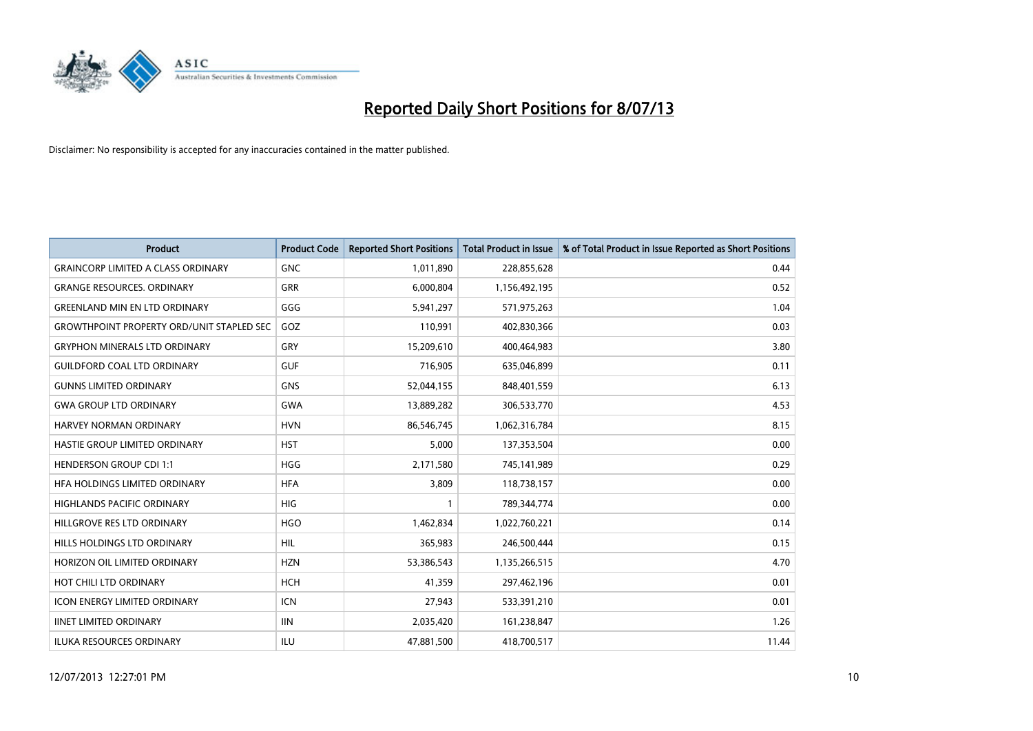# Reported Daily Short Positions for 8/07/13

Disclaimer: No responsibility is accepted for any inaccuracies contained in the matter published.

| Product | Product Code | Reported Short Positions | Total Product in Issue | % of Total Product in Issue Reported as Short Positions |
|---|---|---|---|---|
| GRAINCORP LIMITED A CLASS ORDINARY | GNC | 1,011,890 | 228,855,628 | 0.44 |
| GRANGE RESOURCES. ORDINARY | GRR | 6,000,804 | 1,156,492,195 | 0.52 |
| GREENLAND MIN EN LTD ORDINARY | GGG | 5,941,297 | 571,975,263 | 1.04 |
| GROWTHPOINT PROPERTY ORD/UNIT STAPLED SEC | GOZ | 110,991 | 402,830,366 | 0.03 |
| GRYPHON MINERALS LTD ORDINARY | GRY | 15,209,610 | 400,464,983 | 3.80 |
| GUILDFORD COAL LTD ORDINARY | GUF | 716,905 | 635,046,899 | 0.11 |
| GUNNS LIMITED ORDINARY | GNS | 52,044,155 | 848,401,559 | 6.13 |
| GWA GROUP LTD ORDINARY | GWA | 13,889,282 | 306,533,770 | 4.53 |
| HARVEY NORMAN ORDINARY | HVN | 86,546,745 | 1,062,316,784 | 8.15 |
| HASTIE GROUP LIMITED ORDINARY | HST | 5,000 | 137,353,504 | 0.00 |
| HENDERSON GROUP CDI 1:1 | HGG | 2,171,580 | 745,141,989 | 0.29 |
| HFA HOLDINGS LIMITED ORDINARY | HFA | 3,809 | 118,738,157 | 0.00 |
| HIGHLANDS PACIFIC ORDINARY | HIG | 1 | 789,344,774 | 0.00 |
| HILLGROVE RES LTD ORDINARY | HGO | 1,462,834 | 1,022,760,221 | 0.14 |
| HILLS HOLDINGS LTD ORDINARY | HIL | 365,983 | 246,500,444 | 0.15 |
| HORIZON OIL LIMITED ORDINARY | HZN | 53,386,543 | 1,135,266,515 | 4.70 |
| HOT CHILI LTD ORDINARY | HCH | 41,359 | 297,462,196 | 0.01 |
| ICON ENERGY LIMITED ORDINARY | ICN | 27,943 | 533,391,210 | 0.01 |
| IINET LIMITED ORDINARY | IIN | 2,035,420 | 161,238,847 | 1.26 |
| ILUKA RESOURCES ORDINARY | ILU | 47,881,500 | 418,700,517 | 11.44 |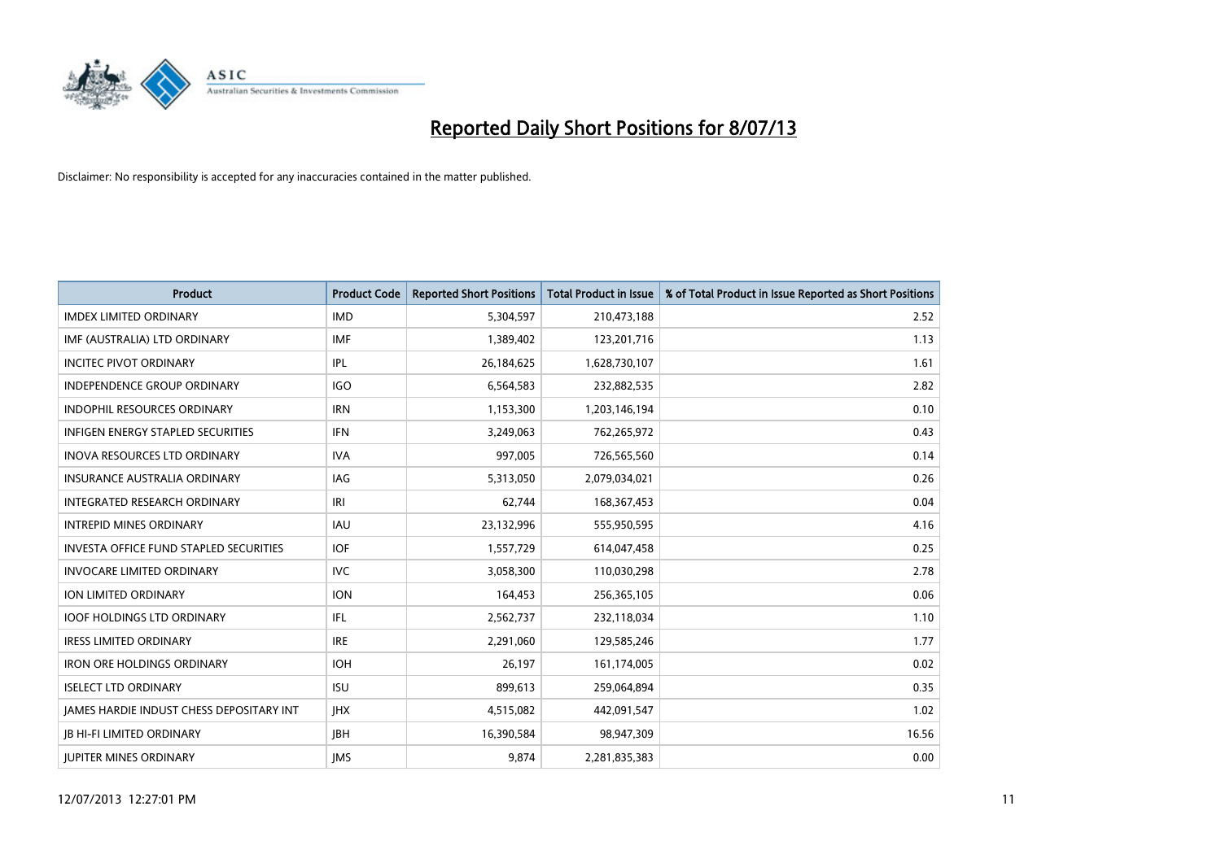# Reported Daily Short Positions for 8/07/13

Disclaimer: No responsibility is accepted for any inaccuracies contained in the matter published.

| Product | Product Code | Reported Short Positions | Total Product in Issue | % of Total Product in Issue Reported as Short Positions |
|---|---|---|---|---|
| IMDEX LIMITED ORDINARY | IMD | 5,304,597 | 210,473,188 | 2.52 |
| IMF (AUSTRALIA) LTD ORDINARY | IMF | 1,389,402 | 123,201,716 | 1.13 |
| INCITEC PIVOT ORDINARY | IPL | 26,184,625 | 1,628,730,107 | 1.61 |
| INDEPENDENCE GROUP ORDINARY | IGO | 6,564,583 | 232,882,535 | 2.82 |
| INDOPHIL RESOURCES ORDINARY | IRN | 1,153,300 | 1,203,146,194 | 0.10 |
| INFIGEN ENERGY STAPLED SECURITIES | IFN | 3,249,063 | 762,265,972 | 0.43 |
| INOVA RESOURCES LTD ORDINARY | IVA | 997,005 | 726,565,560 | 0.14 |
| INSURANCE AUSTRALIA ORDINARY | IAG | 5,313,050 | 2,079,034,021 | 0.26 |
| INTEGRATED RESEARCH ORDINARY | IRI | 62,744 | 168,367,453 | 0.04 |
| INTREPID MINES ORDINARY | IAU | 23,132,996 | 555,950,595 | 4.16 |
| INVESTA OFFICE FUND STAPLED SECURITIES | IOF | 1,557,729 | 614,047,458 | 0.25 |
| INVOCARE LIMITED ORDINARY | IVC | 3,058,300 | 110,030,298 | 2.78 |
| ION LIMITED ORDINARY | ION | 164,453 | 256,365,105 | 0.06 |
| IOOF HOLDINGS LTD ORDINARY | IFL | 2,562,737 | 232,118,034 | 1.10 |
| IRESS LIMITED ORDINARY | IRE | 2,291,060 | 129,585,246 | 1.77 |
| IRON ORE HOLDINGS ORDINARY | IOH | 26,197 | 161,174,005 | 0.02 |
| ISELECT LTD ORDINARY | ISU | 899,613 | 259,064,894 | 0.35 |
| JAMES HARDIE INDUST CHESS DEPOSITARY INT | JHX | 4,515,082 | 442,091,547 | 1.02 |
| JB HI-FI LIMITED ORDINARY | JBH | 16,390,584 | 98,947,309 | 16.56 |
| JUPITER MINES ORDINARY | JMS | 9,874 | 2,281,835,383 | 0.00 |

12/07/2013 12:27:01 PM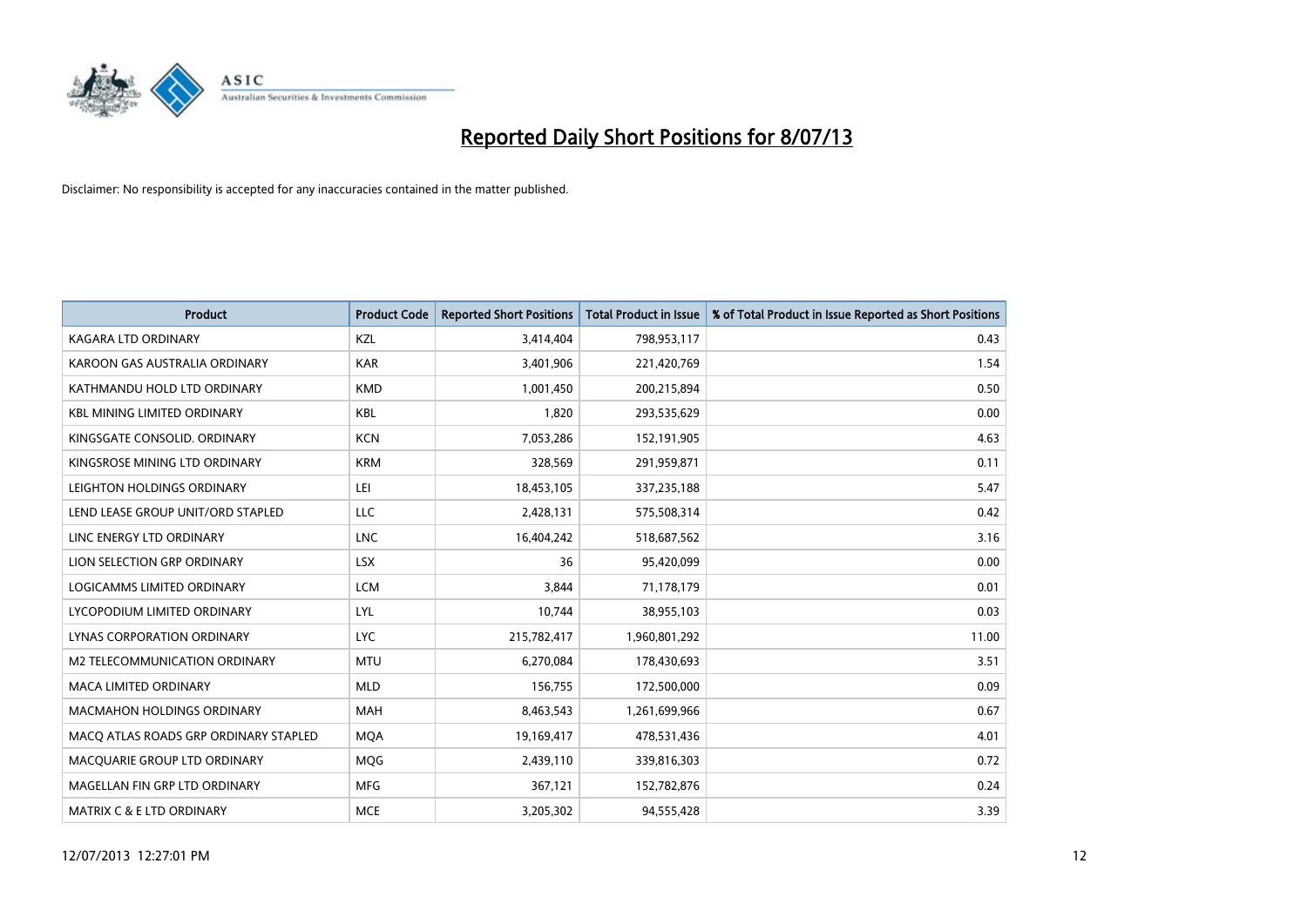# Reported Daily Short Positions for 8/07/13

Disclaimer: No responsibility is accepted for any inaccuracies contained in the matter published.

| Product | Product Code | Reported Short Positions | Total Product in Issue | % of Total Product in Issue Reported as Short Positions |
|---|---|---|---|---|
| KAGARA LTD ORDINARY | KZL | 3,414,404 | 798,953,117 | 0.43 |
| KAROON GAS AUSTRALIA ORDINARY | KAR | 3,401,906 | 221,420,769 | 1.54 |
| KATHMANDU HOLD LTD ORDINARY | KMD | 1,001,450 | 200,215,894 | 0.50 |
| KBL MINING LIMITED ORDINARY | KBL | 1,820 | 293,535,629 | 0.00 |
| KINGSGATE CONSOLID. ORDINARY | KCN | 7,053,286 | 152,191,905 | 4.63 |
| KINGSROSE MINING LTD ORDINARY | KRM | 328,569 | 291,959,871 | 0.11 |
| LEIGHTON HOLDINGS ORDINARY | LEI | 18,453,105 | 337,235,188 | 5.47 |
| LEND LEASE GROUP UNIT/ORD STAPLED | LLC | 2,428,131 | 575,508,314 | 0.42 |
| LINC ENERGY LTD ORDINARY | LNC | 16,404,242 | 518,687,562 | 3.16 |
| LION SELECTION GRP ORDINARY | LSX | 36 | 95,420,099 | 0.00 |
| LOGICAMMS LIMITED ORDINARY | LCM | 3,844 | 71,178,179 | 0.01 |
| LYCOPODIUM LIMITED ORDINARY | LYL | 10,744 | 38,955,103 | 0.03 |
| LYNAS CORPORATION ORDINARY | LYC | 215,782,417 | 1,960,801,292 | 11.00 |
| M2 TELECOMMUNICATION ORDINARY | MTU | 6,270,084 | 178,430,693 | 3.51 |
| MACA LIMITED ORDINARY | MLD | 156,755 | 172,500,000 | 0.09 |
| MACMAHON HOLDINGS ORDINARY | MAH | 8,463,543 | 1,261,699,966 | 0.67 |
| MACQ ATLAS ROADS GRP ORDINARY STAPLED | MQA | 19,169,417 | 478,531,436 | 4.01 |
| MACQUARIE GROUP LTD ORDINARY | MQG | 2,439,110 | 339,816,303 | 0.72 |
| MAGELLAN FIN GRP LTD ORDINARY | MFG | 367,121 | 152,782,876 | 0.24 |
| MATRIX C & E LTD ORDINARY | MCE | 3,205,302 | 94,555,428 | 3.39 |

12/07/2013 12:27:01 PM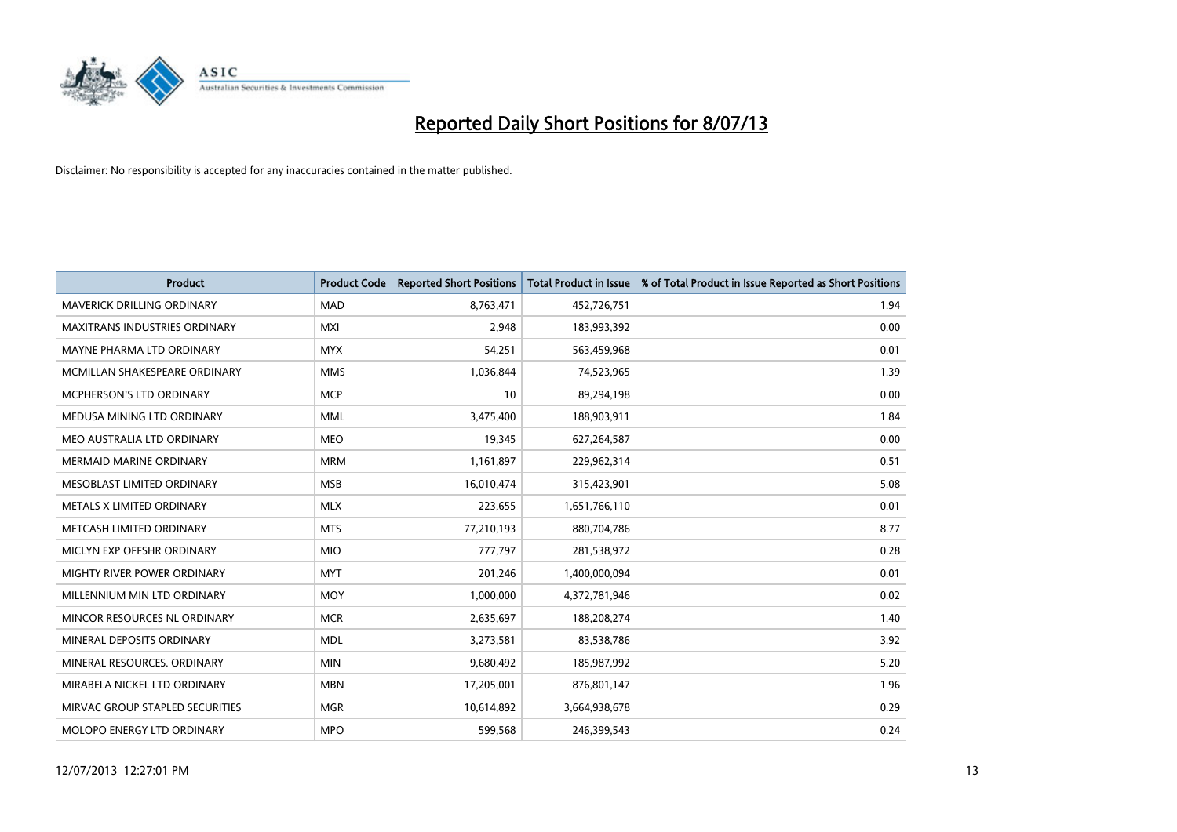# Reported Daily Short Positions for 8/07/13

Disclaimer: No responsibility is accepted for any inaccuracies contained in the matter published.

| Product | Product Code | Reported Short Positions | Total Product in Issue | % of Total Product in Issue Reported as Short Positions |
|---|---|---|---|---|
| MAVERICK DRILLING ORDINARY | MAD | 8,763,471 | 452,726,751 | 1.94 |
| MAXITRANS INDUSTRIES ORDINARY | MXI | 2,948 | 183,993,392 | 0.00 |
| MAYNE PHARMA LTD ORDINARY | MYX | 54,251 | 563,459,968 | 0.01 |
| MCMILLAN SHAKESPEARE ORDINARY | MMS | 1,036,844 | 74,523,965 | 1.39 |
| MCPHERSON'S LTD ORDINARY | MCP | 10 | 89,294,198 | 0.00 |
| MEDUSA MINING LTD ORDINARY | MML | 3,475,400 | 188,903,911 | 1.84 |
| MEO AUSTRALIA LTD ORDINARY | MEO | 19,345 | 627,264,587 | 0.00 |
| MERMAID MARINE ORDINARY | MRM | 1,161,897 | 229,962,314 | 0.51 |
| MESOBLAST LIMITED ORDINARY | MSB | 16,010,474 | 315,423,901 | 5.08 |
| METALS X LIMITED ORDINARY | MLX | 223,655 | 1,651,766,110 | 0.01 |
| METCASH LIMITED ORDINARY | MTS | 77,210,193 | 880,704,786 | 8.77 |
| MICLYN EXP OFFSHR ORDINARY | MIO | 777,797 | 281,538,972 | 0.28 |
| MIGHTY RIVER POWER ORDINARY | MYT | 201,246 | 1,400,000,094 | 0.01 |
| MILLENNIUM MIN LTD ORDINARY | MOY | 1,000,000 | 4,372,781,946 | 0.02 |
| MINCOR RESOURCES NL ORDINARY | MCR | 2,635,697 | 188,208,274 | 1.40 |
| MINERAL DEPOSITS ORDINARY | MDL | 3,273,581 | 83,538,786 | 3.92 |
| MINERAL RESOURCES. ORDINARY | MIN | 9,680,492 | 185,987,992 | 5.20 |
| MIRABELA NICKEL LTD ORDINARY | MBN | 17,205,001 | 876,801,147 | 1.96 |
| MIRVAC GROUP STAPLED SECURITIES | MGR | 10,614,892 | 3,664,938,678 | 0.29 |
| MOLOPO ENERGY LTD ORDINARY | MPO | 599,568 | 246,399,543 | 0.24 |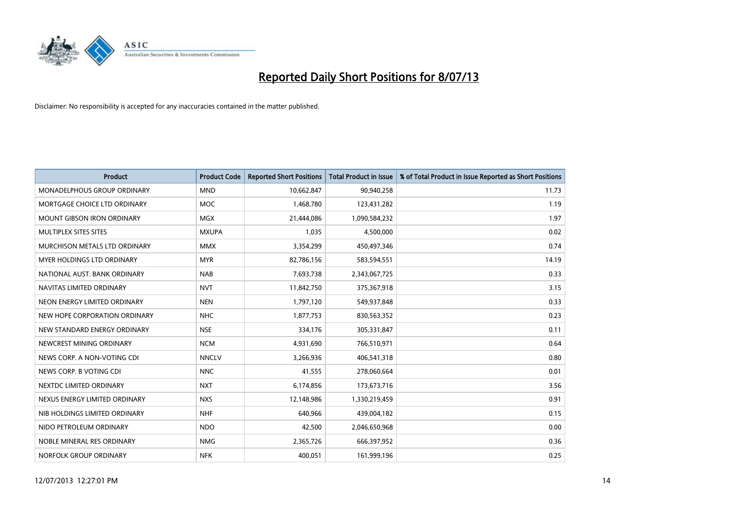# Reported Daily Short Positions for 8/07/13

Disclaimer: No responsibility is accepted for any inaccuracies contained in the matter published.

| Product | Product Code | Reported Short Positions | Total Product in Issue | % of Total Product in Issue Reported as Short Positions |
|---|---|---|---|---|
| MONADELPHOUS GROUP ORDINARY | MND | 10,662,847 | 90,940,258 | 11.73 |
| MORTGAGE CHOICE LTD ORDINARY | MOC | 1,468,780 | 123,431,282 | 1.19 |
| MOUNT GIBSON IRON ORDINARY | MGX | 21,444,086 | 1,090,584,232 | 1.97 |
| MULTIPLEX SITES SITES | MXUPA | 1,035 | 4,500,000 | 0.02 |
| MURCHISON METALS LTD ORDINARY | MMX | 3,354,299 | 450,497,346 | 0.74 |
| MYER HOLDINGS LTD ORDINARY | MYR | 82,786,156 | 583,594,551 | 14.19 |
| NATIONAL AUST. BANK ORDINARY | NAB | 7,693,738 | 2,343,067,725 | 0.33 |
| NAVITAS LIMITED ORDINARY | NVT | 11,842,750 | 375,367,918 | 3.15 |
| NEON ENERGY LIMITED ORDINARY | NEN | 1,797,120 | 549,937,848 | 0.33 |
| NEW HOPE CORPORATION ORDINARY | NHC | 1,877,753 | 830,563,352 | 0.23 |
| NEW STANDARD ENERGY ORDINARY | NSE | 334,176 | 305,331,847 | 0.11 |
| NEWCREST MINING ORDINARY | NCM | 4,931,690 | 766,510,971 | 0.64 |
| NEWS CORP. A NON-VOTING CDI | NNCLV | 3,266,936 | 406,541,318 | 0.80 |
| NEWS CORP. B VOTING CDI | NNC | 41,555 | 278,060,664 | 0.01 |
| NEXTDC LIMITED ORDINARY | NXT | 6,174,856 | 173,673,716 | 3.56 |
| NEXUS ENERGY LIMITED ORDINARY | NXS | 12,148,986 | 1,330,219,459 | 0.91 |
| NIB HOLDINGS LIMITED ORDINARY | NHF | 640,966 | 439,004,182 | 0.15 |
| NIDO PETROLEUM ORDINARY | NDO | 42,500 | 2,046,650,968 | 0.00 |
| NOBLE MINERAL RES ORDINARY | NMG | 2,365,726 | 666,397,952 | 0.36 |
| NORFOLK GROUP ORDINARY | NFK | 400,051 | 161,999,196 | 0.25 |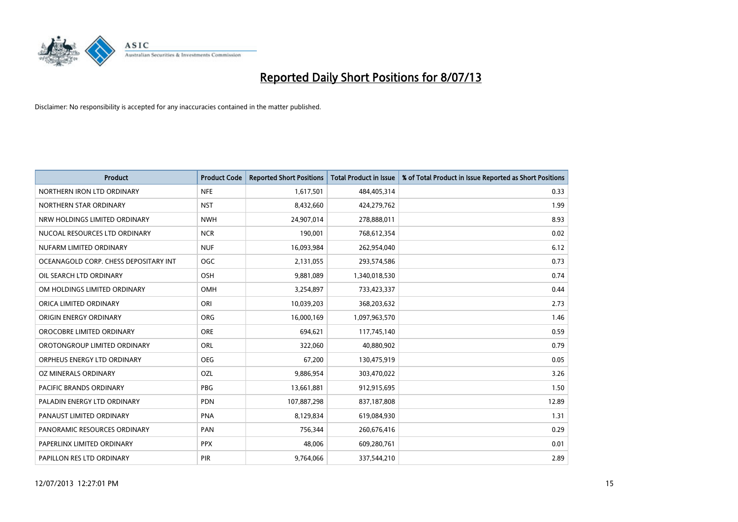# Reported Daily Short Positions for 8/07/13

Disclaimer: No responsibility is accepted for any inaccuracies contained in the matter published.

| Product | Product Code | Reported Short Positions | Total Product in Issue | % of Total Product in Issue Reported as Short Positions |
|---|---|---|---|---|
| NORTHERN IRON LTD ORDINARY | NFE | 1,617,501 | 484,405,314 | 0.33 |
| NORTHERN STAR ORDINARY | NST | 8,432,660 | 424,279,762 | 1.99 |
| NRW HOLDINGS LIMITED ORDINARY | NWH | 24,907,014 | 278,888,011 | 8.93 |
| NUCOAL RESOURCES LTD ORDINARY | NCR | 190,001 | 768,612,354 | 0.02 |
| NUFARM LIMITED ORDINARY | NUF | 16,093,984 | 262,954,040 | 6.12 |
| OCEANAGOLD CORP. CHESS DEPOSITARY INT | OGC | 2,131,055 | 293,574,586 | 0.73 |
| OIL SEARCH LTD ORDINARY | OSH | 9,881,089 | 1,340,018,530 | 0.74 |
| OM HOLDINGS LIMITED ORDINARY | OMH | 3,254,897 | 733,423,337 | 0.44 |
| ORICA LIMITED ORDINARY | ORI | 10,039,203 | 368,203,632 | 2.73 |
| ORIGIN ENERGY ORDINARY | ORG | 16,000,169 | 1,097,963,570 | 1.46 |
| OROCOBRE LIMITED ORDINARY | ORE | 694,621 | 117,745,140 | 0.59 |
| OROTONGROUP LIMITED ORDINARY | ORL | 322,060 | 40,880,902 | 0.79 |
| ORPHEUS ENERGY LTD ORDINARY | OEG | 67,200 | 130,475,919 | 0.05 |
| OZ MINERALS ORDINARY | OZL | 9,886,954 | 303,470,022 | 3.26 |
| PACIFIC BRANDS ORDINARY | PBG | 13,661,881 | 912,915,695 | 1.50 |
| PALADIN ENERGY LTD ORDINARY | PDN | 107,887,298 | 837,187,808 | 12.89 |
| PANAUST LIMITED ORDINARY | PNA | 8,129,834 | 619,084,930 | 1.31 |
| PANORAMIC RESOURCES ORDINARY | PAN | 756,344 | 260,676,416 | 0.29 |
| PAPERLINX LIMITED ORDINARY | PPX | 48,006 | 609,280,761 | 0.01 |
| PAPILLON RES LTD ORDINARY | PIR | 9,764,066 | 337,544,210 | 2.89 |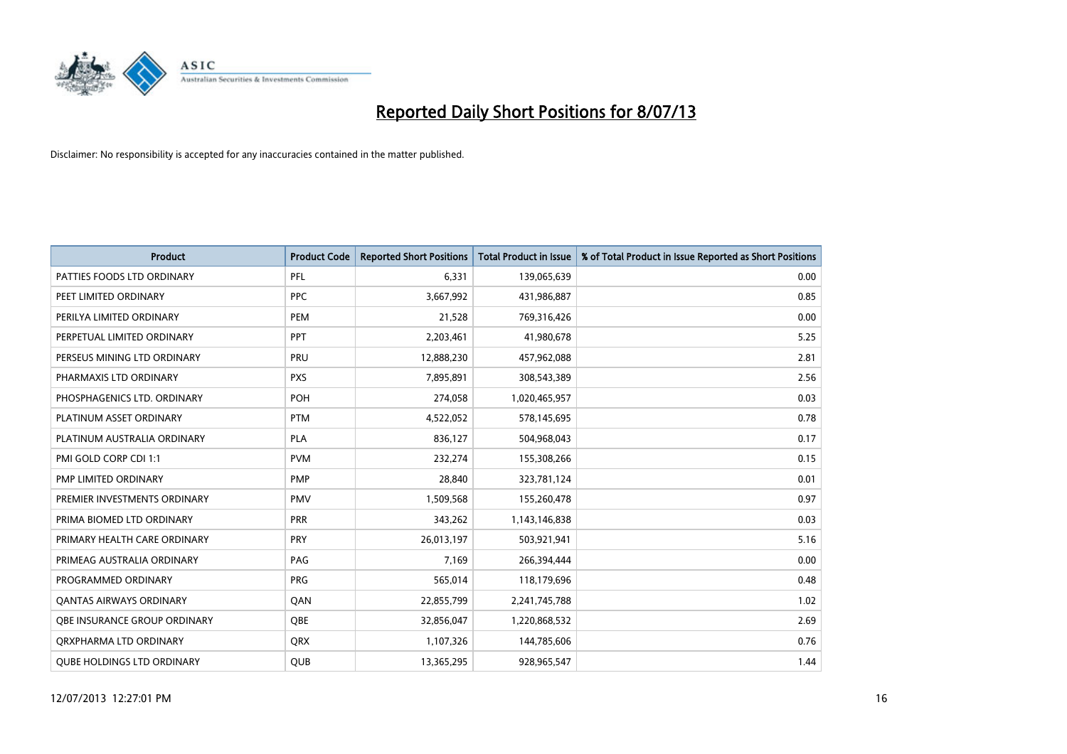# Reported Daily Short Positions for 8/07/13

Disclaimer: No responsibility is accepted for any inaccuracies contained in the matter published.

| Product | Product Code | Reported Short Positions | Total Product in Issue | % of Total Product in Issue Reported as Short Positions |
|---|---|---|---|---|
| PATTIES FOODS LTD ORDINARY | PFL | 6,331 | 139,065,639 | 0.00 |
| PEET LIMITED ORDINARY | PPC | 3,667,992 | 431,986,887 | 0.85 |
| PERILYA LIMITED ORDINARY | PEM | 21,528 | 769,316,426 | 0.00 |
| PERPETUAL LIMITED ORDINARY | PPT | 2,203,461 | 41,980,678 | 5.25 |
| PERSEUS MINING LTD ORDINARY | PRU | 12,888,230 | 457,962,088 | 2.81 |
| PHARMAXIS LTD ORDINARY | PXS | 7,895,891 | 308,543,389 | 2.56 |
| PHOSPHAGENICS LTD. ORDINARY | POH | 274,058 | 1,020,465,957 | 0.03 |
| PLATINUM ASSET ORDINARY | PTM | 4,522,052 | 578,145,695 | 0.78 |
| PLATINUM AUSTRALIA ORDINARY | PLA | 836,127 | 504,968,043 | 0.17 |
| PMI GOLD CORP CDI 1:1 | PVM | 232,274 | 155,308,266 | 0.15 |
| PMP LIMITED ORDINARY | PMP | 28,840 | 323,781,124 | 0.01 |
| PREMIER INVESTMENTS ORDINARY | PMV | 1,509,568 | 155,260,478 | 0.97 |
| PRIMA BIOMED LTD ORDINARY | PRR | 343,262 | 1,143,146,838 | 0.03 |
| PRIMARY HEALTH CARE ORDINARY | PRY | 26,013,197 | 503,921,941 | 5.16 |
| PRIMEAG AUSTRALIA ORDINARY | PAG | 7,169 | 266,394,444 | 0.00 |
| PROGRAMMED ORDINARY | PRG | 565,014 | 118,179,696 | 0.48 |
| QANTAS AIRWAYS ORDINARY | QAN | 22,855,799 | 2,241,745,788 | 1.02 |
| QBE INSURANCE GROUP ORDINARY | QBE | 32,856,047 | 1,220,868,532 | 2.69 |
| QRXPHARMA LTD ORDINARY | QRX | 1,107,326 | 144,785,606 | 0.76 |
| QUBE HOLDINGS LTD ORDINARY | QUB | 13,365,295 | 928,965,547 | 1.44 |

12/07/2013 12:27:01 PM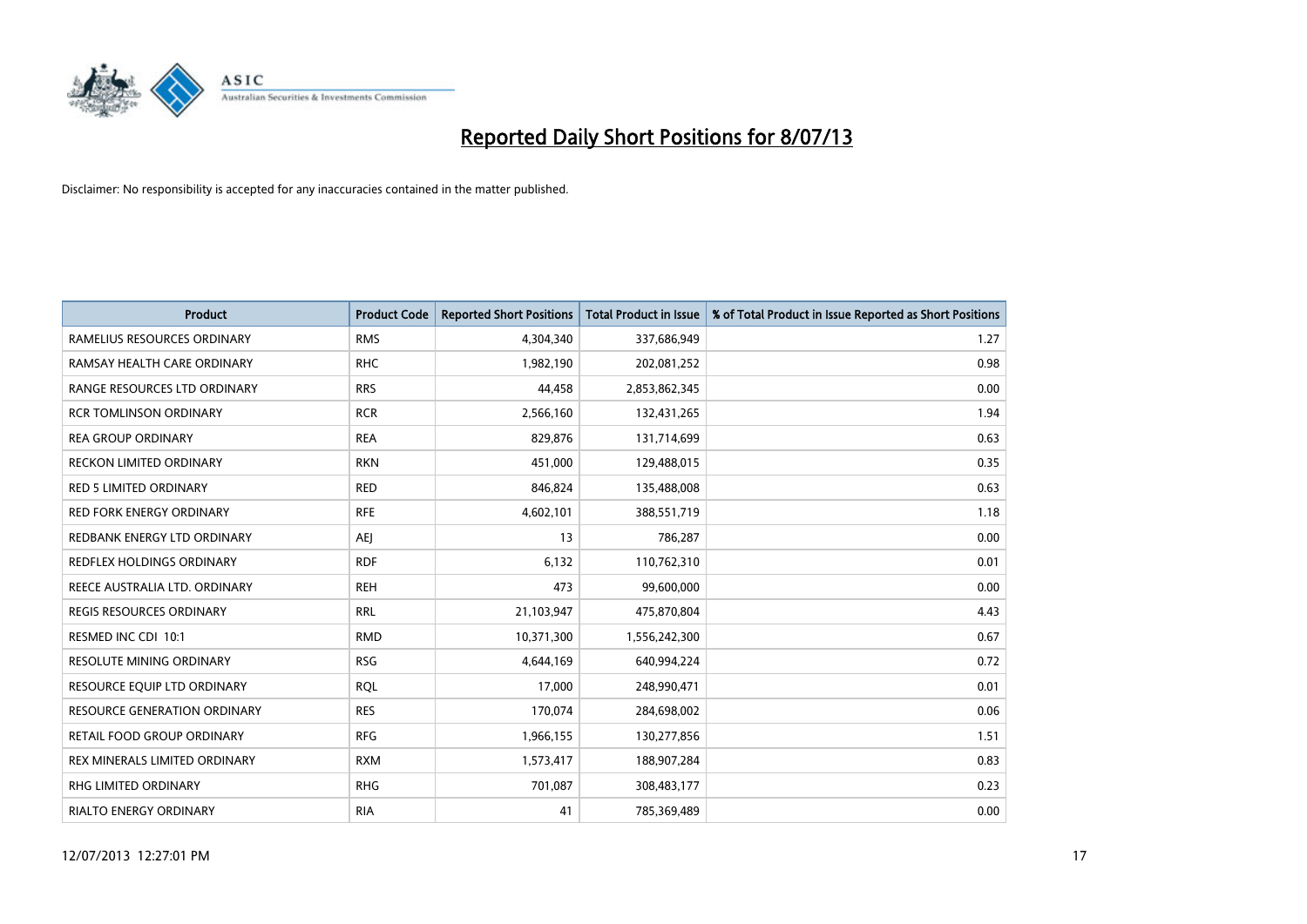# Reported Daily Short Positions for 8/07/13

Disclaimer: No responsibility is accepted for any inaccuracies contained in the matter published.

| Product | Product Code | Reported Short Positions | Total Product in Issue | % of Total Product in Issue Reported as Short Positions |
|---|---|---|---|---|
| RAMELIUS RESOURCES ORDINARY | RMS | 4,304,340 | 337,686,949 | 1.27 |
| RAMSAY HEALTH CARE ORDINARY | RHC | 1,982,190 | 202,081,252 | 0.98 |
| RANGE RESOURCES LTD ORDINARY | RRS | 44,458 | 2,853,862,345 | 0.00 |
| RCR TOMLINSON ORDINARY | RCR | 2,566,160 | 132,431,265 | 1.94 |
| REA GROUP ORDINARY | REA | 829,876 | 131,714,699 | 0.63 |
| RECKON LIMITED ORDINARY | RKN | 451,000 | 129,488,015 | 0.35 |
| RED 5 LIMITED ORDINARY | RED | 846,824 | 135,488,008 | 0.63 |
| RED FORK ENERGY ORDINARY | RFE | 4,602,101 | 388,551,719 | 1.18 |
| REDBANK ENERGY LTD ORDINARY | AEJ | 13 | 786,287 | 0.00 |
| REDFLEX HOLDINGS ORDINARY | RDF | 6,132 | 110,762,310 | 0.01 |
| REECE AUSTRALIA LTD. ORDINARY | REH | 473 | 99,600,000 | 0.00 |
| REGIS RESOURCES ORDINARY | RRL | 21,103,947 | 475,870,804 | 4.43 |
| RESMED INC CDI 10:1 | RMD | 10,371,300 | 1,556,242,300 | 0.67 |
| RESOLUTE MINING ORDINARY | RSG | 4,644,169 | 640,994,224 | 0.72 |
| RESOURCE EQUIP LTD ORDINARY | RQL | 17,000 | 248,990,471 | 0.01 |
| RESOURCE GENERATION ORDINARY | RES | 170,074 | 284,698,002 | 0.06 |
| RETAIL FOOD GROUP ORDINARY | RFG | 1,966,155 | 130,277,856 | 1.51 |
| REX MINERALS LIMITED ORDINARY | RXM | 1,573,417 | 188,907,284 | 0.83 |
| RHG LIMITED ORDINARY | RHG | 701,087 | 308,483,177 | 0.23 |
| RIALTO ENERGY ORDINARY | RIA | 41 | 785,369,489 | 0.00 |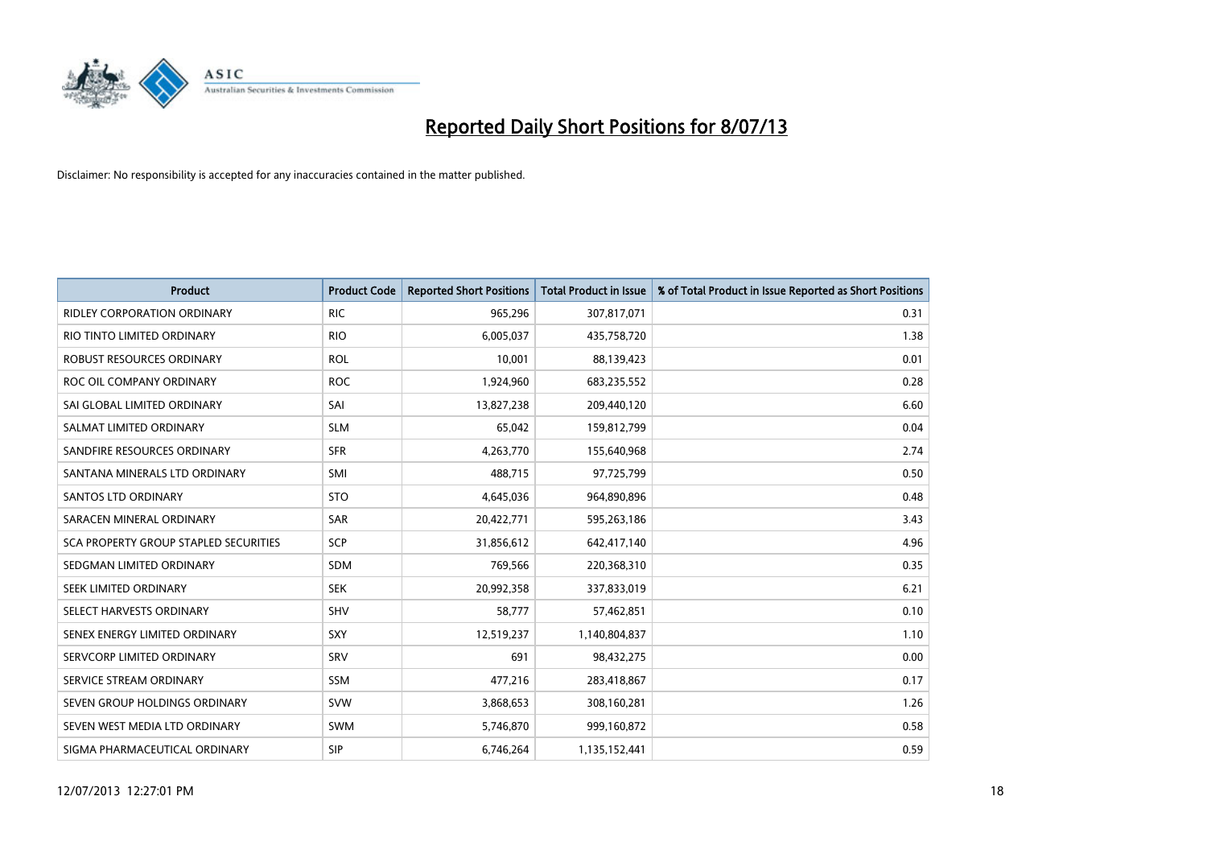# Reported Daily Short Positions for 8/07/13

Disclaimer: No responsibility is accepted for any inaccuracies contained in the matter published.

| Product | Product Code | Reported Short Positions | Total Product in Issue | % of Total Product in Issue Reported as Short Positions |
|---|---|---|---|---|
| RIDLEY CORPORATION ORDINARY | RIC | 965,296 | 307,817,071 | 0.31 |
| RIO TINTO LIMITED ORDINARY | RIO | 6,005,037 | 435,758,720 | 1.38 |
| ROBUST RESOURCES ORDINARY | ROL | 10,001 | 88,139,423 | 0.01 |
| ROC OIL COMPANY ORDINARY | ROC | 1,924,960 | 683,235,552 | 0.28 |
| SAI GLOBAL LIMITED ORDINARY | SAI | 13,827,238 | 209,440,120 | 6.60 |
| SALMAT LIMITED ORDINARY | SLM | 65,042 | 159,812,799 | 0.04 |
| SANDFIRE RESOURCES ORDINARY | SFR | 4,263,770 | 155,640,968 | 2.74 |
| SANTANA MINERALS LTD ORDINARY | SMI | 488,715 | 97,725,799 | 0.50 |
| SANTOS LTD ORDINARY | STO | 4,645,036 | 964,890,896 | 0.48 |
| SARACEN MINERAL ORDINARY | SAR | 20,422,771 | 595,263,186 | 3.43 |
| SCA PROPERTY GROUP STAPLED SECURITIES | SCP | 31,856,612 | 642,417,140 | 4.96 |
| SEDGMAN LIMITED ORDINARY | SDM | 769,566 | 220,368,310 | 0.35 |
| SEEK LIMITED ORDINARY | SEK | 20,992,358 | 337,833,019 | 6.21 |
| SELECT HARVESTS ORDINARY | SHV | 58,777 | 57,462,851 | 0.10 |
| SENEX ENERGY LIMITED ORDINARY | SXY | 12,519,237 | 1,140,804,837 | 1.10 |
| SERVCORP LIMITED ORDINARY | SRV | 691 | 98,432,275 | 0.00 |
| SERVICE STREAM ORDINARY | SSM | 477,216 | 283,418,867 | 0.17 |
| SEVEN GROUP HOLDINGS ORDINARY | SVW | 3,868,653 | 308,160,281 | 1.26 |
| SEVEN WEST MEDIA LTD ORDINARY | SWM | 5,746,870 | 999,160,872 | 0.58 |
| SIGMA PHARMACEUTICAL ORDINARY | SIP | 6,746,264 | 1,135,152,441 | 0.59 |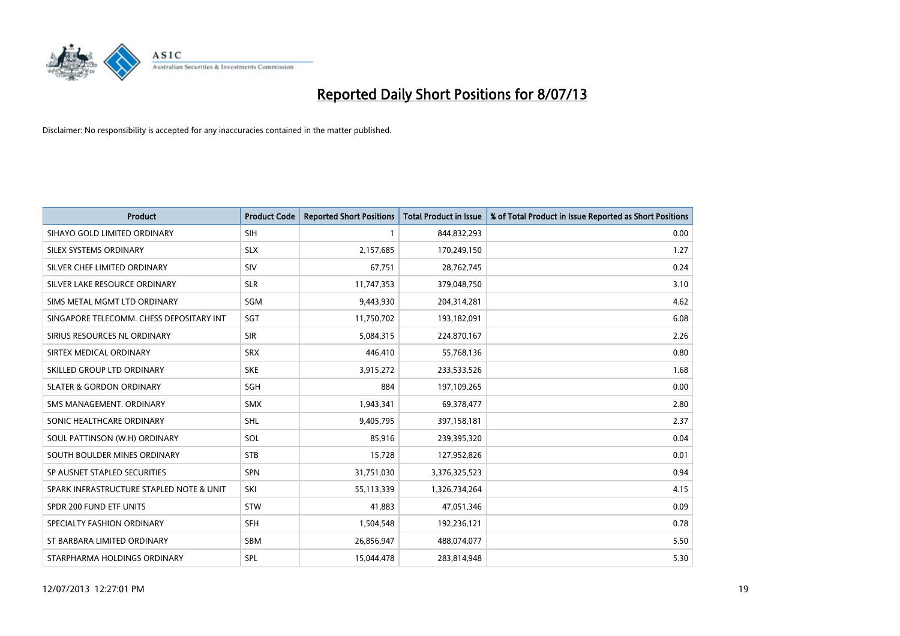# Reported Daily Short Positions for 8/07/13

Disclaimer: No responsibility is accepted for any inaccuracies contained in the matter published.

| Product | Product Code | Reported Short Positions | Total Product in Issue | % of Total Product in Issue Reported as Short Positions |
| --- | --- | --- | --- | --- |
| SIHAYO GOLD LIMITED ORDINARY | SIH | 1 | 844,832,293 | 0.00 |
| SILEX SYSTEMS ORDINARY | SLX | 2,157,685 | 170,249,150 | 1.27 |
| SILVER CHEF LIMITED ORDINARY | SIV | 67,751 | 28,762,745 | 0.24 |
| SILVER LAKE RESOURCE ORDINARY | SLR | 11,747,353 | 379,048,750 | 3.10 |
| SIMS METAL MGMT LTD ORDINARY | SGM | 9,443,930 | 204,314,281 | 4.62 |
| SINGAPORE TELECOMM. CHESS DEPOSITARY INT | SGT | 11,750,702 | 193,182,091 | 6.08 |
| SIRIUS RESOURCES NL ORDINARY | SIR | 5,084,315 | 224,870,167 | 2.26 |
| SIRTEX MEDICAL ORDINARY | SRX | 446,410 | 55,768,136 | 0.80 |
| SKILLED GROUP LTD ORDINARY | SKE | 3,915,272 | 233,533,526 | 1.68 |
| SLATER & GORDON ORDINARY | SGH | 884 | 197,109,265 | 0.00 |
| SMS MANAGEMENT. ORDINARY | SMX | 1,943,341 | 69,378,477 | 2.80 |
| SONIC HEALTHCARE ORDINARY | SHL | 9,405,795 | 397,158,181 | 2.37 |
| SOUL PATTINSON (W.H) ORDINARY | SOL | 85,916 | 239,395,320 | 0.04 |
| SOUTH BOULDER MINES ORDINARY | STB | 15,728 | 127,952,826 | 0.01 |
| SP AUSNET STAPLED SECURITIES | SPN | 31,751,030 | 3,376,325,523 | 0.94 |
| SPARK INFRASTRUCTURE STAPLED NOTE & UNIT | SKI | 55,113,339 | 1,326,734,264 | 4.15 |
| SPDR 200 FUND ETF UNITS | STW | 41,883 | 47,051,346 | 0.09 |
| SPECIALTY FASHION ORDINARY | SFH | 1,504,548 | 192,236,121 | 0.78 |
| ST BARBARA LIMITED ORDINARY | SBM | 26,856,947 | 488,074,077 | 5.50 |
| STARPHARMA HOLDINGS ORDINARY | SPL | 15,044,478 | 283,814,948 | 5.30 |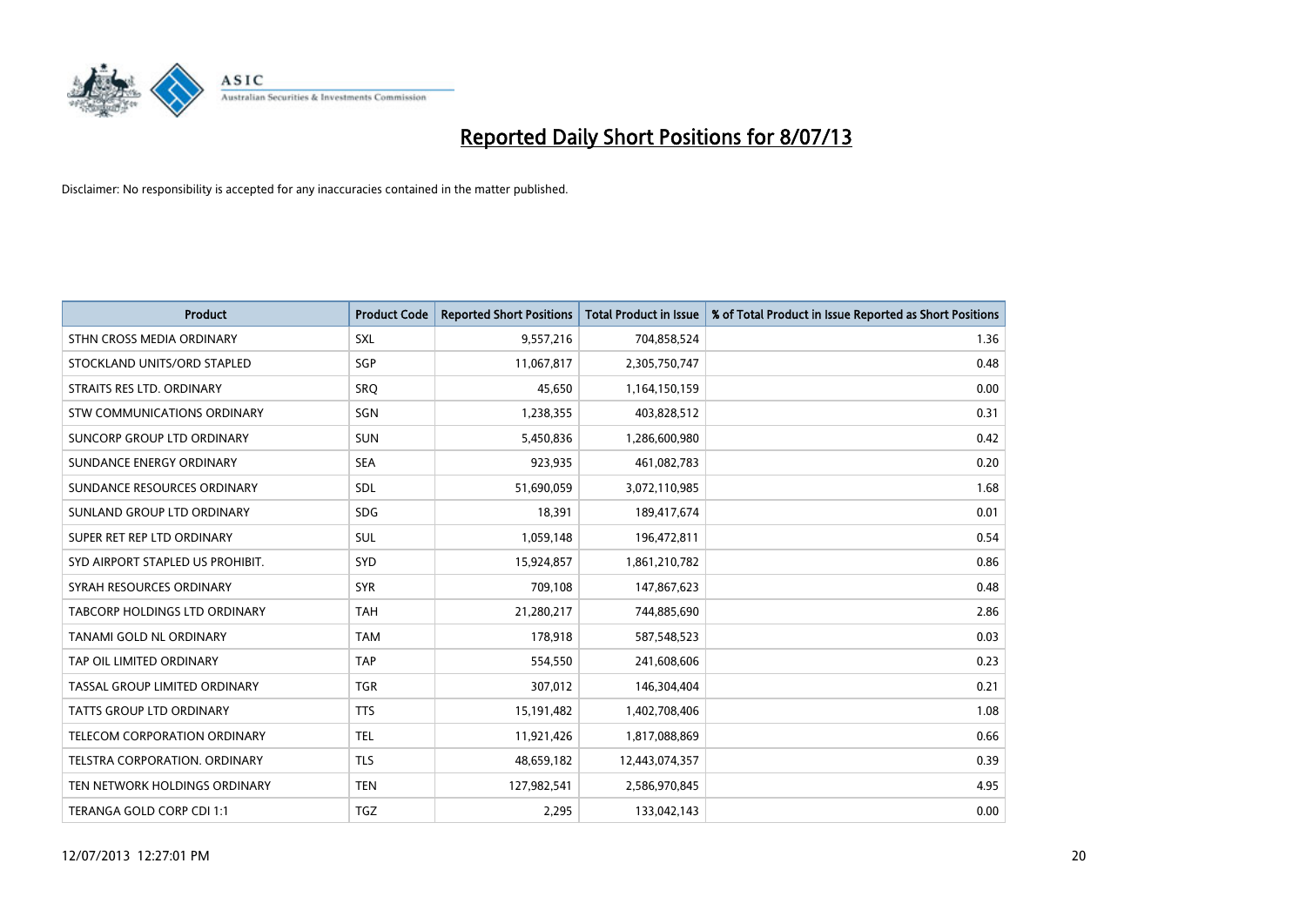# Reported Daily Short Positions for 8/07/13

Disclaimer: No responsibility is accepted for any inaccuracies contained in the matter published.

| Product | Product Code | Reported Short Positions | Total Product in Issue | % of Total Product in Issue Reported as Short Positions |
|---|---|---|---|---|
| STHN CROSS MEDIA ORDINARY | SXL | 9,557,216 | 704,858,524 | 1.36 |
| STOCKLAND UNITS/ORD STAPLED | SGP | 11,067,817 | 2,305,750,747 | 0.48 |
| STRAITS RES LTD. ORDINARY | SRQ | 45,650 | 1,164,150,159 | 0.00 |
| STW COMMUNICATIONS ORDINARY | SGN | 1,238,355 | 403,828,512 | 0.31 |
| SUNCORP GROUP LTD ORDINARY | SUN | 5,450,836 | 1,286,600,980 | 0.42 |
| SUNDANCE ENERGY ORDINARY | SEA | 923,935 | 461,082,783 | 0.20 |
| SUNDANCE RESOURCES ORDINARY | SDL | 51,690,059 | 3,072,110,985 | 1.68 |
| SUNLAND GROUP LTD ORDINARY | SDG | 18,391 | 189,417,674 | 0.01 |
| SUPER RET REP LTD ORDINARY | SUL | 1,059,148 | 196,472,811 | 0.54 |
| SYD AIRPORT STAPLED US PROHIBIT. | SYD | 15,924,857 | 1,861,210,782 | 0.86 |
| SYRAH RESOURCES ORDINARY | SYR | 709,108 | 147,867,623 | 0.48 |
| TABCORP HOLDINGS LTD ORDINARY | TAH | 21,280,217 | 744,885,690 | 2.86 |
| TANAMI GOLD NL ORDINARY | TAM | 178,918 | 587,548,523 | 0.03 |
| TAP OIL LIMITED ORDINARY | TAP | 554,550 | 241,608,606 | 0.23 |
| TASSAL GROUP LIMITED ORDINARY | TGR | 307,012 | 146,304,404 | 0.21 |
| TATTS GROUP LTD ORDINARY | TTS | 15,191,482 | 1,402,708,406 | 1.08 |
| TELECOM CORPORATION ORDINARY | TEL | 11,921,426 | 1,817,088,869 | 0.66 |
| TELSTRA CORPORATION. ORDINARY | TLS | 48,659,182 | 12,443,074,357 | 0.39 |
| TEN NETWORK HOLDINGS ORDINARY | TEN | 127,982,541 | 2,586,970,845 | 4.95 |
| TERANGA GOLD CORP CDI 1:1 | TGZ | 2,295 | 133,042,143 | 0.00 |

12/07/2013 12:27:01 PM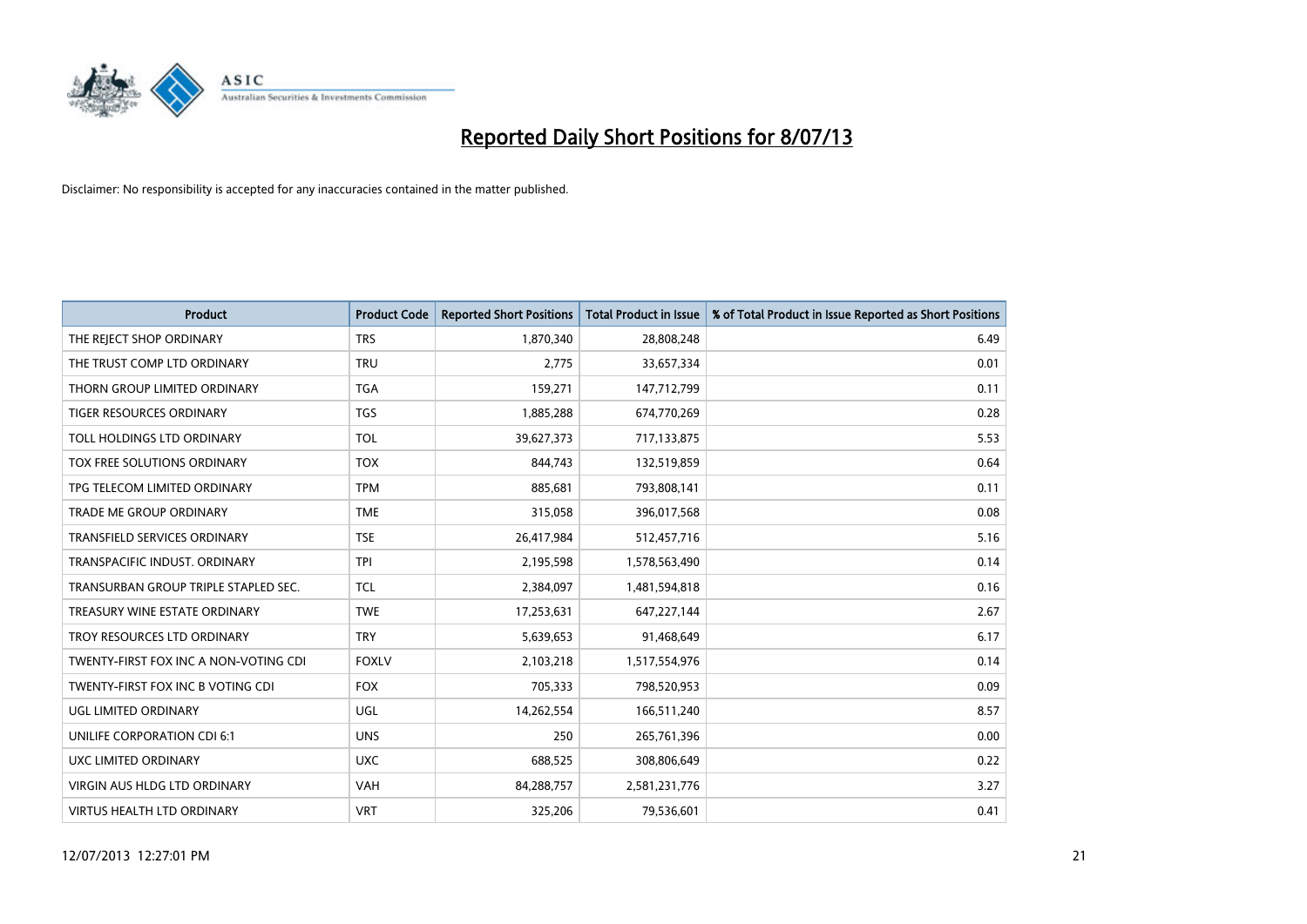# Reported Daily Short Positions for 8/07/13

Disclaimer: No responsibility is accepted for any inaccuracies contained in the matter published.

| Product | Product Code | Reported Short Positions | Total Product in Issue | % of Total Product in Issue Reported as Short Positions |
|---|---|---|---|---|
| THE REJECT SHOP ORDINARY | TRS | 1,870,340 | 28,808,248 | 6.49 |
| THE TRUST COMP LTD ORDINARY | TRU | 2,775 | 33,657,334 | 0.01 |
| THORN GROUP LIMITED ORDINARY | TGA | 159,271 | 147,712,799 | 0.11 |
| TIGER RESOURCES ORDINARY | TGS | 1,885,288 | 674,770,269 | 0.28 |
| TOLL HOLDINGS LTD ORDINARY | TOL | 39,627,373 | 717,133,875 | 5.53 |
| TOX FREE SOLUTIONS ORDINARY | TOX | 844,743 | 132,519,859 | 0.64 |
| TPG TELECOM LIMITED ORDINARY | TPM | 885,681 | 793,808,141 | 0.11 |
| TRADE ME GROUP ORDINARY | TME | 315,058 | 396,017,568 | 0.08 |
| TRANSFIELD SERVICES ORDINARY | TSE | 26,417,984 | 512,457,716 | 5.16 |
| TRANSPACIFIC INDUST. ORDINARY | TPI | 2,195,598 | 1,578,563,490 | 0.14 |
| TRANSURBAN GROUP TRIPLE STAPLED SEC. | TCL | 2,384,097 | 1,481,594,818 | 0.16 |
| TREASURY WINE ESTATE ORDINARY | TWE | 17,253,631 | 647,227,144 | 2.67 |
| TROY RESOURCES LTD ORDINARY | TRY | 5,639,653 | 91,468,649 | 6.17 |
| TWENTY-FIRST FOX INC A NON-VOTING CDI | FOXLV | 2,103,218 | 1,517,554,976 | 0.14 |
| TWENTY-FIRST FOX INC B VOTING CDI | FOX | 705,333 | 798,520,953 | 0.09 |
| UGL LIMITED ORDINARY | UGL | 14,262,554 | 166,511,240 | 8.57 |
| UNILIFE CORPORATION CDI 6:1 | UNS | 250 | 265,761,396 | 0.00 |
| UXC LIMITED ORDINARY | UXC | 688,525 | 308,806,649 | 0.22 |
| VIRGIN AUS HLDG LTD ORDINARY | VAH | 84,288,757 | 2,581,231,776 | 3.27 |
| VIRTUS HEALTH LTD ORDINARY | VRT | 325,206 | 79,536,601 | 0.41 |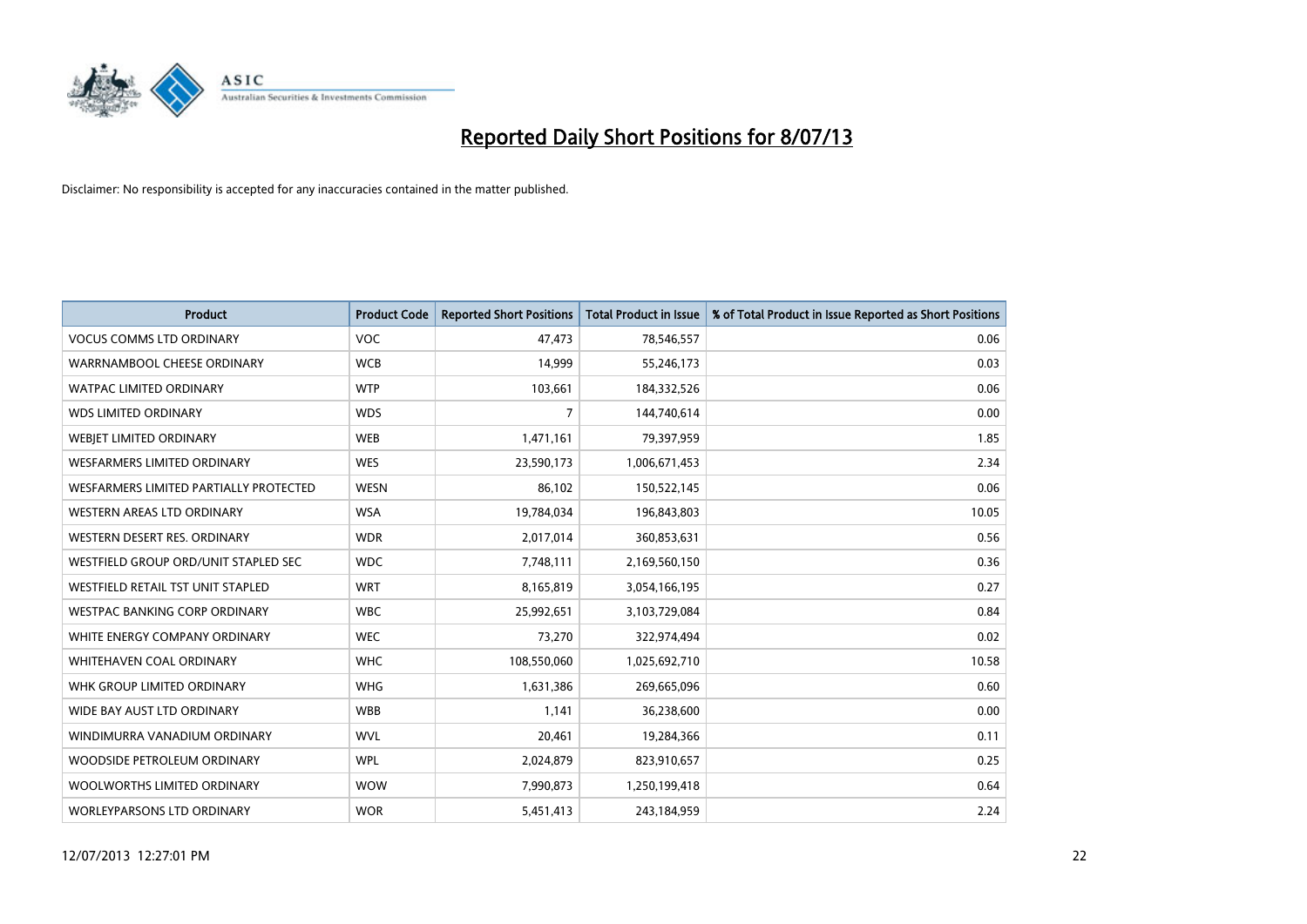# Reported Daily Short Positions for 8/07/13

Disclaimer: No responsibility is accepted for any inaccuracies contained in the matter published.

| Product | Product Code | Reported Short Positions | Total Product in Issue | % of Total Product in Issue Reported as Short Positions |
|---|---|---|---|---|
| VOCUS COMMS LTD ORDINARY | VOC | 47,473 | 78,546,557 | 0.06 |
| WARRNAMBOOL CHEESE ORDINARY | WCB | 14,999 | 55,246,173 | 0.03 |
| WATPAC LIMITED ORDINARY | WTP | 103,661 | 184,332,526 | 0.06 |
| WDS LIMITED ORDINARY | WDS | 7 | 144,740,614 | 0.00 |
| WEBJET LIMITED ORDINARY | WEB | 1,471,161 | 79,397,959 | 1.85 |
| WESFARMERS LIMITED ORDINARY | WES | 23,590,173 | 1,006,671,453 | 2.34 |
| WESFARMERS LIMITED PARTIALLY PROTECTED | WESN | 86,102 | 150,522,145 | 0.06 |
| WESTERN AREAS LTD ORDINARY | WSA | 19,784,034 | 196,843,803 | 10.05 |
| WESTERN DESERT RES. ORDINARY | WDR | 2,017,014 | 360,853,631 | 0.56 |
| WESTFIELD GROUP ORD/UNIT STAPLED SEC | WDC | 7,748,111 | 2,169,560,150 | 0.36 |
| WESTFIELD RETAIL TST UNIT STAPLED | WRT | 8,165,819 | 3,054,166,195 | 0.27 |
| WESTPAC BANKING CORP ORDINARY | WBC | 25,992,651 | 3,103,729,084 | 0.84 |
| WHITE ENERGY COMPANY ORDINARY | WEC | 73,270 | 322,974,494 | 0.02 |
| WHITEHAVEN COAL ORDINARY | WHC | 108,550,060 | 1,025,692,710 | 10.58 |
| WHK GROUP LIMITED ORDINARY | WHG | 1,631,386 | 269,665,096 | 0.60 |
| WIDE BAY AUST LTD ORDINARY | WBB | 1,141 | 36,238,600 | 0.00 |
| WINDIMURRA VANADIUM ORDINARY | WVL | 20,461 | 19,284,366 | 0.11 |
| WOODSIDE PETROLEUM ORDINARY | WPL | 2,024,879 | 823,910,657 | 0.25 |
| WOOLWORTHS LIMITED ORDINARY | WOW | 7,990,873 | 1,250,199,418 | 0.64 |
| WORLEYPARSONS LTD ORDINARY | WOR | 5,451,413 | 243,184,959 | 2.24 |

12/07/2013 12:27:01 PM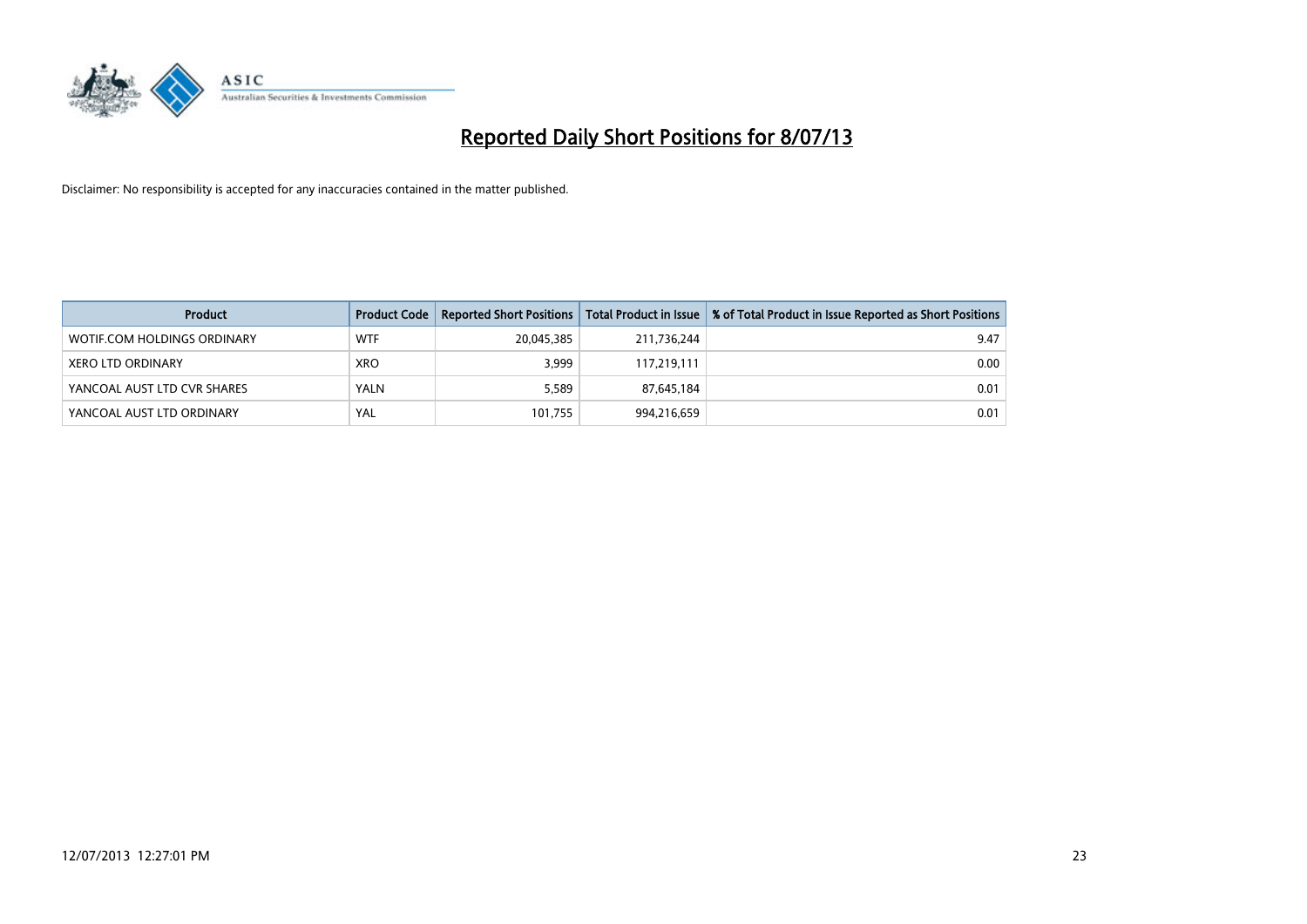# Reported Daily Short Positions for 8/07/13

Disclaimer: No responsibility is accepted for any inaccuracies contained in the matter published.

| Product | Product Code | Reported Short Positions | Total Product in Issue | % of Total Product in Issue Reported as Short Positions |
|---|---|---|---|---|
| WOTIF.COM HOLDINGS ORDINARY | WTF | 20,045,385 | 211,736,244 | 9.47 |
| XERO LTD ORDINARY | XRO | 3,999 | 117,219,111 | 0.00 |
| YANCOAL AUST LTD CVR SHARES | YALN | 5,589 | 87,645,184 | 0.01 |
| YANCOAL AUST LTD ORDINARY | YAL | 101,755 | 994,216,659 | 0.01 |

12/07/2013 12:27:01 PM